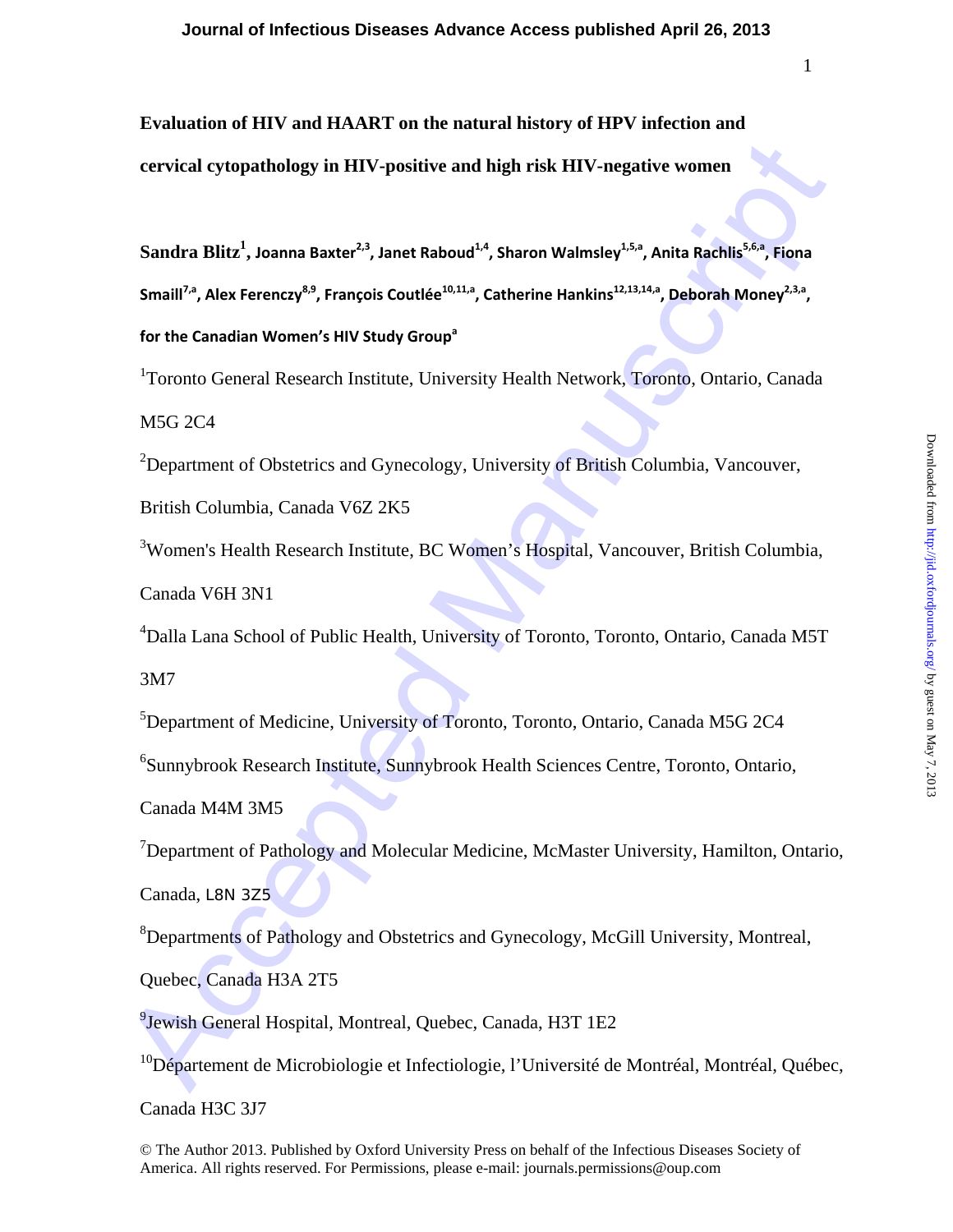# Evaluation of HIV and HAART on the natural history of HPV infection and cervical cytopathology in HIV-positive and high risk HIV-negative women

**Sandra Blitz[1], Joanna Baxter[2,3], Janet Raboud[1,4], Sharon Walmsley[1,5,a], Anita Rachlis[5,6,a], Fiona Smaill[7,a], Alex Ferenczy[8,9], François Coutlée[10,11,a], Catherine Hankins[12,13,14,a], Deborah Money[2,3,a], for the Canadian Women's HIV Study Group[a]**

[1]Toronto General Research Institute, University Health Network, Toronto, Ontario, Canada M5G 2C4

[2]Department of Obstetrics and Gynecology, University of British Columbia, Vancouver, British Columbia, Canada V6Z 2K5

[3]Women's Health Research Institute, BC Women's Hospital, Vancouver, British Columbia, Canada V6H 3N1

[4]Dalla Lana School of Public Health, University of Toronto, Toronto, Ontario, Canada M5T 3M7

[5]Department of Medicine, University of Toronto, Toronto, Ontario, Canada M5G 2C4

[6]Sunnybrook Research Institute, Sunnybrook Health Sciences Centre, Toronto, Ontario, Canada M4M 3M5

[7]Department of Pathology and Molecular Medicine, McMaster University, Hamilton, Ontario, Canada, L8N 3Z5

[8]Departments of Pathology and Obstetrics and Gynecology, McGill University, Montreal, Quebec, Canada H3A 2T5

[9]Jewish General Hospital, Montreal, Quebec, Canada, H3T 1E2

[10]Département de Microbiologie et Infectiologie, l'Université de Montréal, Montréal, Québec, Canada H3C 3J7

© The Author 2013. Published by Oxford University Press on behalf of the Infectious Diseases Society of America. All rights reserved. For Permissions, please e-mail: journals.permissions@oup.com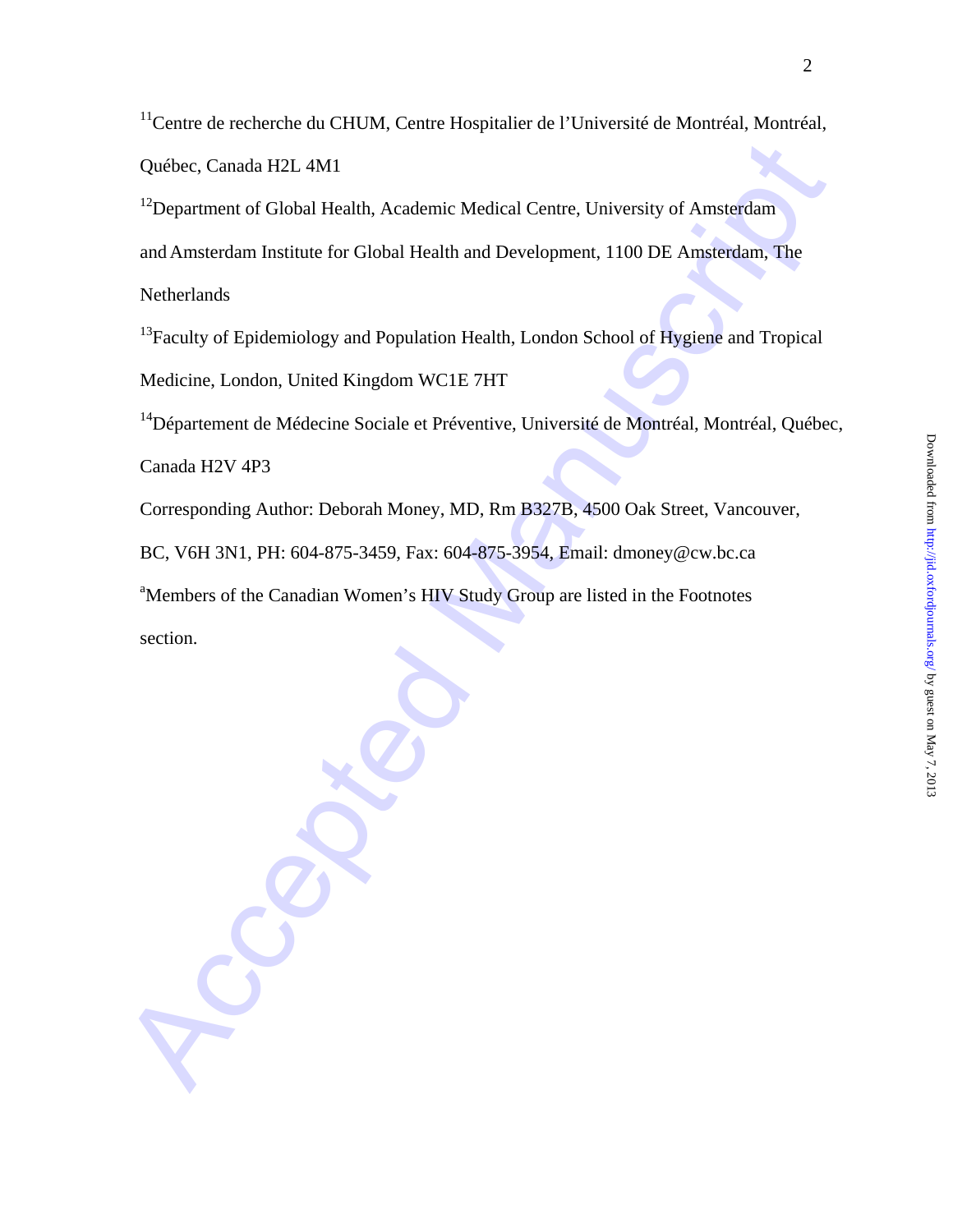[11]Centre de recherche du CHUM, Centre Hospitalier de l'Université de Montréal, Montréal, Québec, Canada H2L 4M1

[12]Department of Global Health, Academic Medical Centre, University of Amsterdam and Amsterdam Institute for Global Health and Development, 1100 DE Amsterdam, The Netherlands

[13]Faculty of Epidemiology and Population Health, London School of Hygiene and Tropical Medicine, London, United Kingdom WC1E 7HT

[14]Département de Médecine Sociale et Préventive, Université de Montréal, Montréal, Québec, Canada H2V 4P3

Corresponding Author: Deborah Money, MD, Rm B327B, 4500 Oak Street, Vancouver, BC, V6H 3N1, PH: 604-875-3459, Fax: 604-875-3954, Email: dmoney@cw.bc.ca

[a]Members of the Canadian Women's HIV Study Group are listed in the Footnotes section.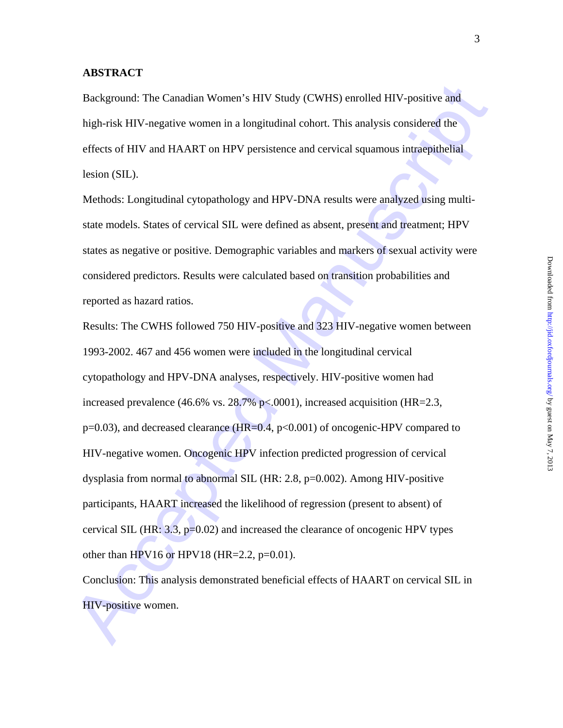# ABSTRACT

Background: The Canadian Women's HIV Study (CWHS) enrolled HIV-positive and high-risk HIV-negative women in a longitudinal cohort. This analysis considered the effects of HIV and HAART on HPV persistence and cervical squamous intraepithelial lesion (SIL).

Methods: Longitudinal cytopathology and HPV-DNA results were analyzed using multi-state models. States of cervical SIL were defined as absent, present and treatment; HPV states as negative or positive. Demographic variables and markers of sexual activity were considered predictors. Results were calculated based on transition probabilities and reported as hazard ratios.

Results: The CWHS followed 750 HIV-positive and 323 HIV-negative women between 1993-2002. 467 and 456 women were included in the longitudinal cervical cytopathology and HPV-DNA analyses, respectively. HIV-positive women had increased prevalence (46.6% vs. 28.7% $p<.0001$), increased acquisition (HR=2.3, $p=0.03$), and decreased clearance (HR=0.4, $p<0.001$) of oncogenic-HPV compared to HIV-negative women. Oncogenic HPV infection predicted progression of cervical dysplasia from normal to abnormal SIL (HR: 2.8, $p=0.002$). Among HIV-positive participants, HAART increased the likelihood of regression (present to absent) of cervical SIL (HR: 3.3, $p=0.02$) and increased the clearance of oncogenic HPV types other than HPV16 or HPV18 (HR=2.2, $p=0.01$).

Conclusion: This analysis demonstrated beneficial effects of HAART on cervical SIL in HIV-positive women.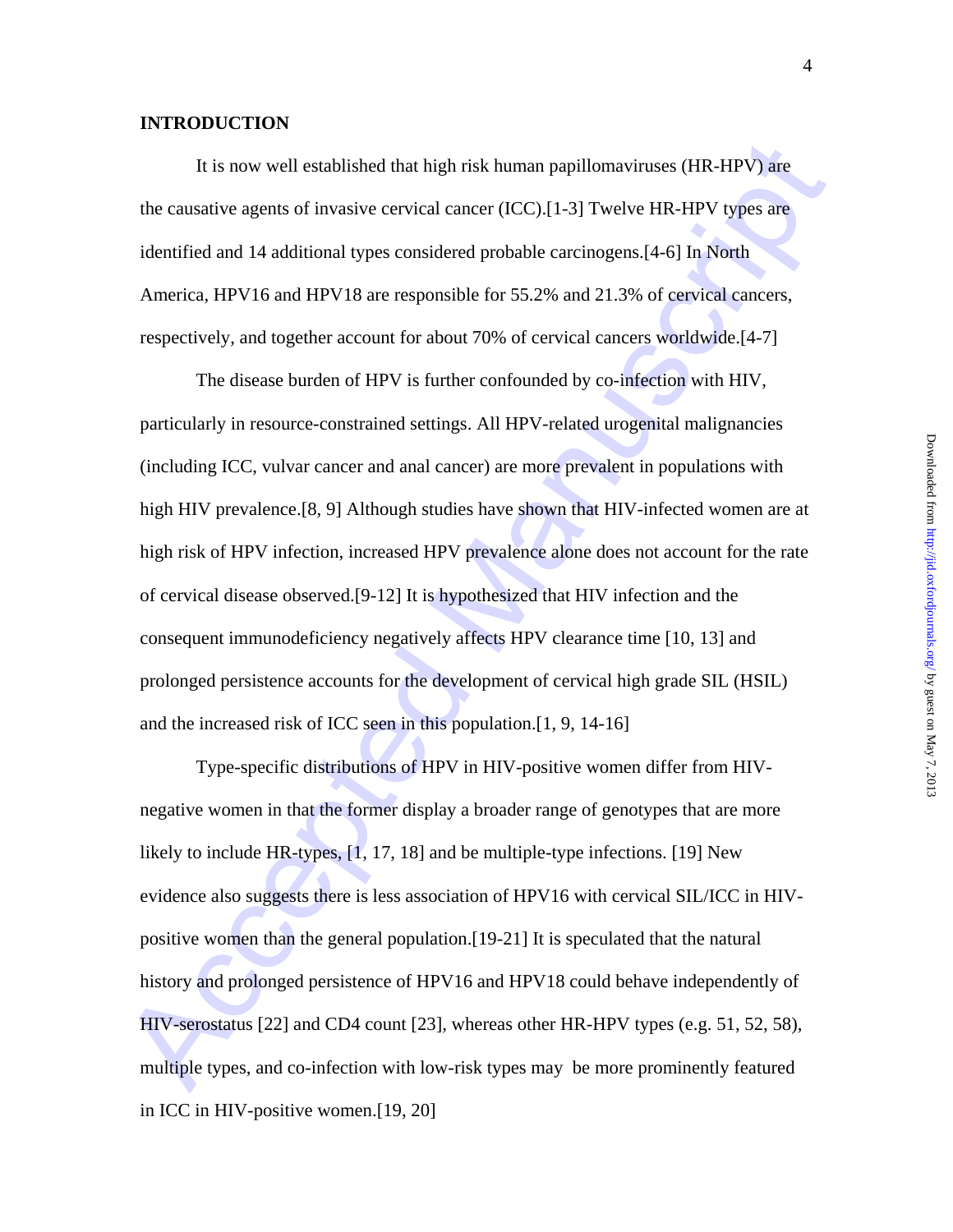## INTRODUCTION

It is now well established that high risk human papillomaviruses (HR-HPV) are the causative agents of invasive cervical cancer (ICC).[1-3] Twelve HR-HPV types are identified and 14 additional types considered probable carcinogens.[4-6] In North America, HPV16 and HPV18 are responsible for 55.2% and 21.3% of cervical cancers, respectively, and together account for about 70% of cervical cancers worldwide.[4-7]

The disease burden of HPV is further confounded by co-infection with HIV, particularly in resource-constrained settings. All HPV-related urogenital malignancies (including ICC, vulvar cancer and anal cancer) are more prevalent in populations with high HIV prevalence.[8, 9] Although studies have shown that HIV-infected women are at high risk of HPV infection, increased HPV prevalence alone does not account for the rate of cervical disease observed.[9-12] It is hypothesized that HIV infection and the consequent immunodeficiency negatively affects HPV clearance time [10, 13] and prolonged persistence accounts for the development of cervical high grade SIL (HSIL) and the increased risk of ICC seen in this population.[1, 9, 14-16]

Type-specific distributions of HPV in HIV-positive women differ from HIV-negative women in that the former display a broader range of genotypes that are more likely to include HR-types, [1, 17, 18] and be multiple-type infections. [19] New evidence also suggests there is less association of HPV16 with cervical SIL/ICC in HIV-positive women than the general population.[19-21] It is speculated that the natural history and prolonged persistence of HPV16 and HPV18 could behave independently of HIV-serostatus [22] and CD4 count [23], whereas other HR-HPV types (e.g. 51, 52, 58), multiple types, and co-infection with low-risk types may be more prominently featured in ICC in HIV-positive women.[19, 20]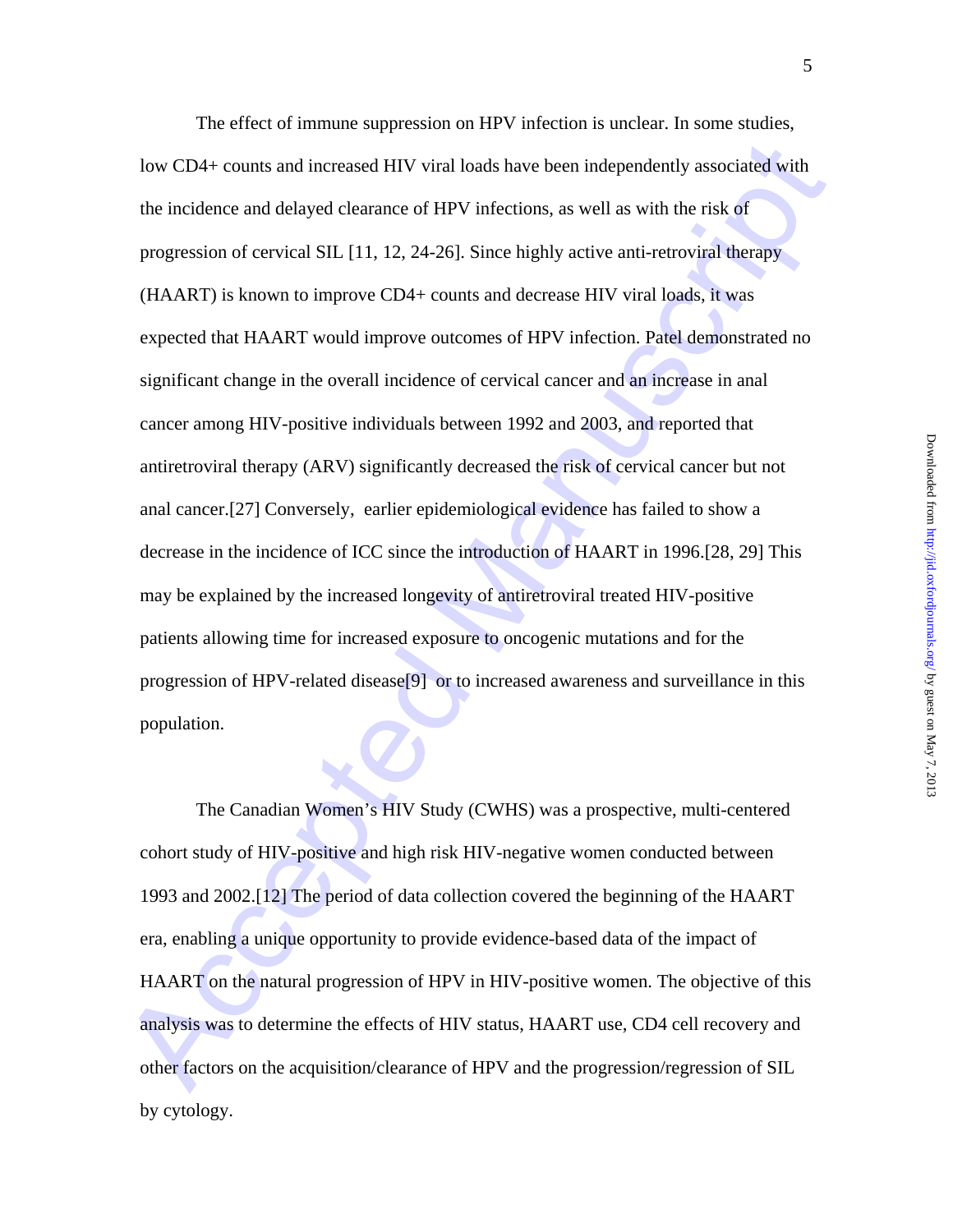The effect of immune suppression on HPV infection is unclear. In some studies, low CD4+ counts and increased HIV viral loads have been independently associated with the incidence and delayed clearance of HPV infections, as well as with the risk of progression of cervical SIL [11, 12, 24-26]. Since highly active anti-retroviral therapy (HAART) is known to improve CD4+ counts and decrease HIV viral loads, it was expected that HAART would improve outcomes of HPV infection. Patel demonstrated no significant change in the overall incidence of cervical cancer and an increase in anal cancer among HIV-positive individuals between 1992 and 2003, and reported that antiretroviral therapy (ARV) significantly decreased the risk of cervical cancer but not anal cancer.[27] Conversely, earlier epidemiological evidence has failed to show a decrease in the incidence of ICC since the introduction of HAART in 1996.[28, 29] This may be explained by the increased longevity of antiretroviral treated HIV-positive patients allowing time for increased exposure to oncogenic mutations and for the progression of HPV-related disease[9] or to increased awareness and surveillance in this population.

The Canadian Women's HIV Study (CWHS) was a prospective, multi-centered cohort study of HIV-positive and high risk HIV-negative women conducted between 1993 and 2002.[12] The period of data collection covered the beginning of the HAART era, enabling a unique opportunity to provide evidence-based data of the impact of HAART on the natural progression of HPV in HIV-positive women. The objective of this analysis was to determine the effects of HIV status, HAART use, CD4 cell recovery and other factors on the acquisition/clearance of HPV and the progression/regression of SIL by cytology.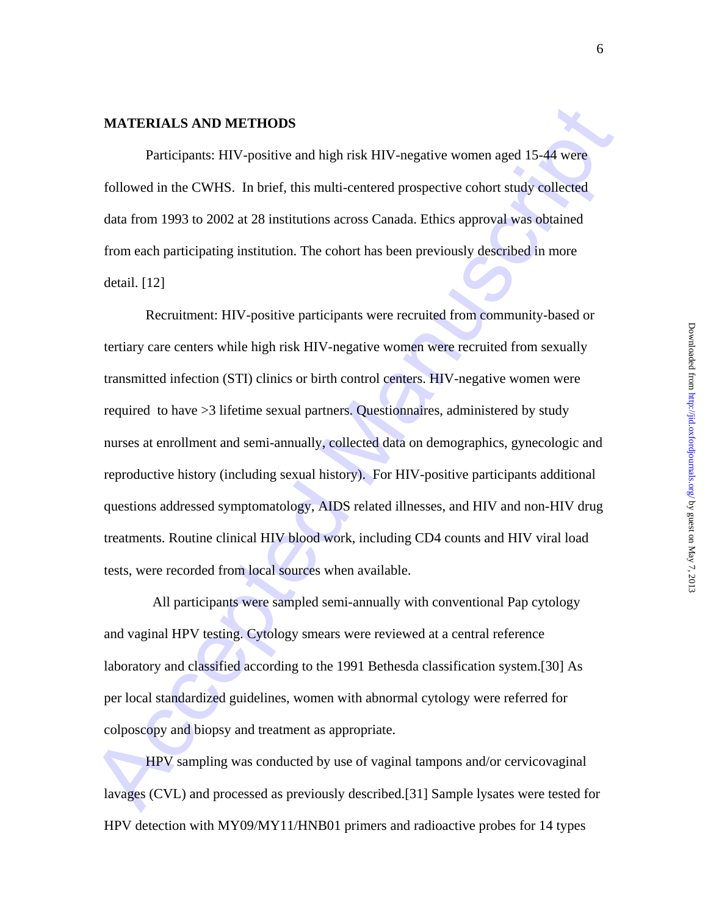**MATERIALS AND METHODS**

Participants: HIV-positive and high risk HIV-negative women aged 15-44 were followed in the CWHS. In brief, this multi-centered prospective cohort study collected data from 1993 to 2002 at 28 institutions across Canada. Ethics approval was obtained from each participating institution. The cohort has been previously described in more detail. [12]

Recruitment: HIV-positive participants were recruited from community-based or tertiary care centers while high risk HIV-negative women were recruited from sexually transmitted infection (STI) clinics or birth control centers. HIV-negative women were required to have >3 lifetime sexual partners. Questionnaires, administered by study nurses at enrollment and semi-annually, collected data on demographics, gynecologic and reproductive history (including sexual history). For HIV-positive participants additional questions addressed symptomatology, AIDS related illnesses, and HIV and non-HIV drug treatments. Routine clinical HIV blood work, including CD4 counts and HIV viral load tests, were recorded from local sources when available.

All participants were sampled semi-annually with conventional Pap cytology and vaginal HPV testing. Cytology smears were reviewed at a central reference laboratory and classified according to the 1991 Bethesda classification system.[30] As per local standardized guidelines, women with abnormal cytology were referred for colposcopy and biopsy and treatment as appropriate.

HPV sampling was conducted by use of vaginal tampons and/or cervicovaginal lavages (CVL) and processed as previously described.[31] Sample lysates were tested for HPV detection with MY09/MY11/HNB01 primers and radioactive probes for 14 types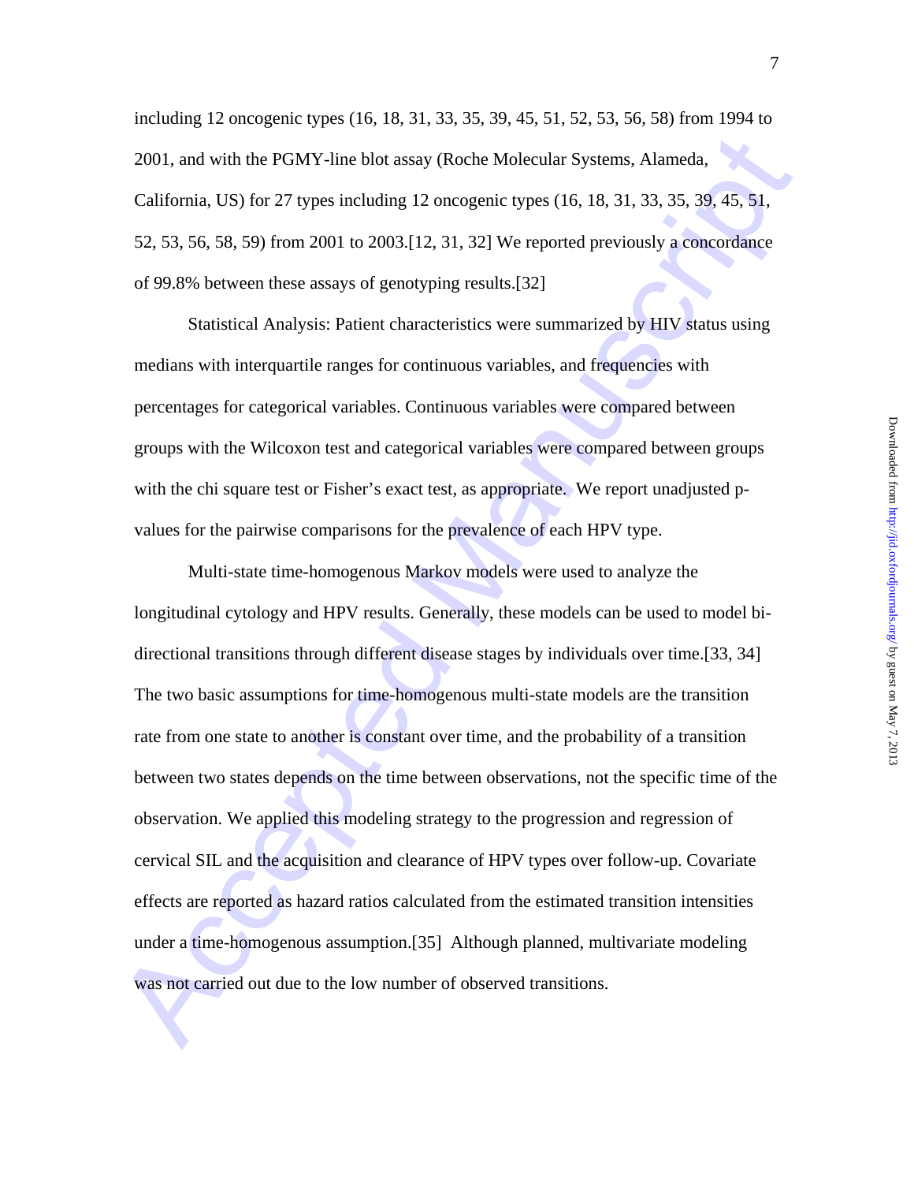including 12 oncogenic types (16, 18, 31, 33, 35, 39, 45, 51, 52, 53, 56, 58) from 1994 to 2001, and with the PGMY-line blot assay (Roche Molecular Systems, Alameda, California, US) for 27 types including 12 oncogenic types (16, 18, 31, 33, 35, 39, 45, 51, 52, 53, 56, 58, 59) from 2001 to 2003.[12, 31, 32] We reported previously a concordance of 99.8% between these assays of genotyping results.[32]

Statistical Analysis: Patient characteristics were summarized by HIV status using medians with interquartile ranges for continuous variables, and frequencies with percentages for categorical variables. Continuous variables were compared between groups with the Wilcoxon test and categorical variables were compared between groups with the chi square test or Fisher's exact test, as appropriate. We report unadjusted p-values for the pairwise comparisons for the prevalence of each HPV type.

Multi-state time-homogenous Markov models were used to analyze the longitudinal cytology and HPV results. Generally, these models can be used to model bi-directional transitions through different disease stages by individuals over time.[33, 34] The two basic assumptions for time-homogenous multi-state models are the transition rate from one state to another is constant over time, and the probability of a transition between two states depends on the time between observations, not the specific time of the observation. We applied this modeling strategy to the progression and regression of cervical SIL and the acquisition and clearance of HPV types over follow-up. Covariate effects are reported as hazard ratios calculated from the estimated transition intensities under a time-homogenous assumption.[35] Although planned, multivariate modeling was not carried out due to the low number of observed transitions.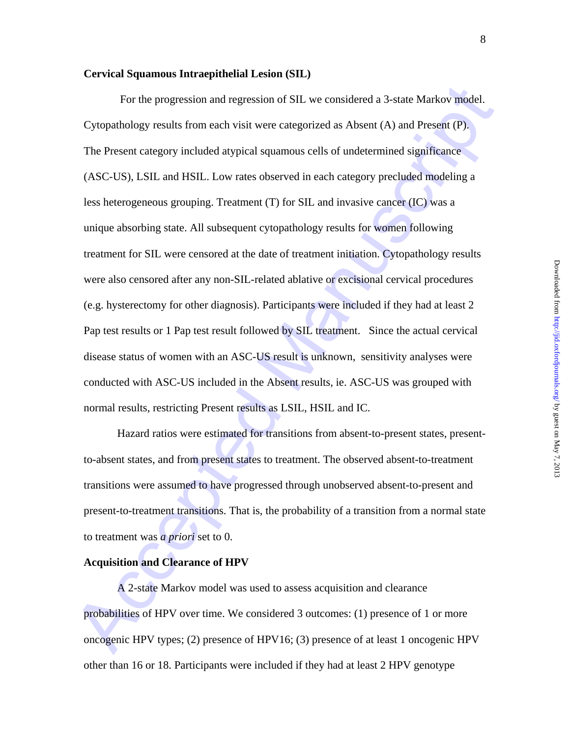**Cervical Squamous Intraepithelial Lesion (SIL)**

For the progression and regression of SIL we considered a 3-state Markov model. Cytopathology results from each visit were categorized as Absent (A) and Present (P). The Present category included atypical squamous cells of undetermined significance (ASC-US), LSIL and HSIL. Low rates observed in each category precluded modeling a less heterogeneous grouping. Treatment (T) for SIL and invasive cancer (IC) was a unique absorbing state. All subsequent cytopathology results for women following treatment for SIL were censored at the date of treatment initiation. Cytopathology results were also censored after any non-SIL-related ablative or excisional cervical procedures (e.g. hysterectomy for other diagnosis). Participants were included if they had at least 2 Pap test results or 1 Pap test result followed by SIL treatment. Since the actual cervical disease status of women with an ASC-US result is unknown, sensitivity analyses were conducted with ASC-US included in the Absent results, ie. ASC-US was grouped with normal results, restricting Present results as LSIL, HSIL and IC.

Hazard ratios were estimated for transitions from absent-to-present states, present-to-absent states, and from present states to treatment. The observed absent-to-treatment transitions were assumed to have progressed through unobserved absent-to-present and present-to-treatment transitions. That is, the probability of a transition from a normal state to treatment was *a priori* set to 0.

**Acquisition and Clearance of HPV**

A 2-state Markov model was used to assess acquisition and clearance probabilities of HPV over time. We considered 3 outcomes: (1) presence of 1 or more oncogenic HPV types; (2) presence of HPV16; (3) presence of at least 1 oncogenic HPV other than 16 or 18. Participants were included if they had at least 2 HPV genotype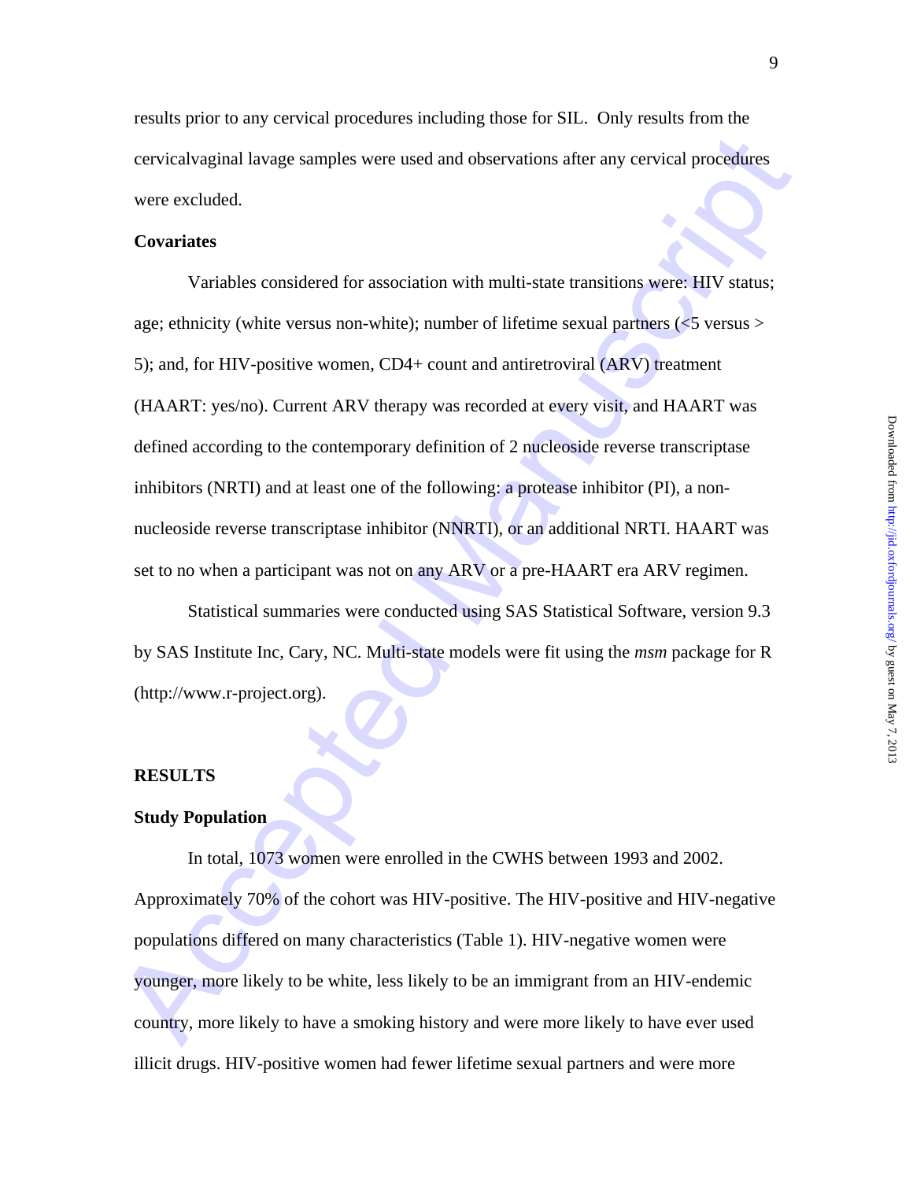results prior to any cervical procedures including those for SIL. Only results from the cervicalvaginal lavage samples were used and observations after any cervical procedures were excluded.

**Covariates**

Variables considered for association with multi-state transitions were: HIV status; age; ethnicity (white versus non-white); number of lifetime sexual partners (<5 versus > 5); and, for HIV-positive women, CD4+ count and antiretroviral (ARV) treatment (HAART: yes/no). Current ARV therapy was recorded at every visit, and HAART was defined according to the contemporary definition of 2 nucleoside reverse transcriptase inhibitors (NRTI) and at least one of the following: a protease inhibitor (PI), a non-nucleoside reverse transcriptase inhibitor (NNRTI), or an additional NRTI. HAART was set to no when a participant was not on any ARV or a pre-HAART era ARV regimen.

Statistical summaries were conducted using SAS Statistical Software, version 9.3 by SAS Institute Inc, Cary, NC. Multi-state models were fit using the *msm* package for R (http://www.r-project.org).

## RESULTS

**Study Population**

In total, 1073 women were enrolled in the CWHS between 1993 and 2002. Approximately 70% of the cohort was HIV-positive. The HIV-positive and HIV-negative populations differed on many characteristics (Table 1). HIV-negative women were younger, more likely to be white, less likely to be an immigrant from an HIV-endemic country, more likely to have a smoking history and were more likely to have ever used illicit drugs. HIV-positive women had fewer lifetime sexual partners and were more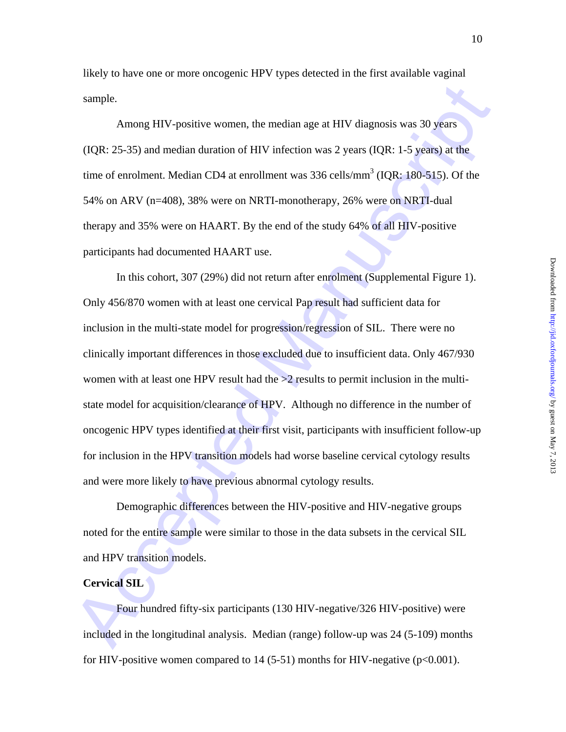likely to have one or more oncogenic HPV types detected in the first available vaginal sample.

Among HIV-positive women, the median age at HIV diagnosis was 30 years (IQR: 25-35) and median duration of HIV infection was 2 years (IQR: 1-5 years) at the time of enrolment. Median CD4 at enrollment was 336 cells/mm$^3$ (IQR: 180-515). Of the 54% on ARV (n=408), 38% were on NRTI-monotherapy, 26% were on NRTI-dual therapy and 35% were on HAART. By the end of the study 64% of all HIV-positive participants had documented HAART use.

In this cohort, 307 (29%) did not return after enrolment (Supplemental Figure 1). Only 456/870 women with at least one cervical Pap result had sufficient data for inclusion in the multi-state model for progression/regression of SIL. There were no clinically important differences in those excluded due to insufficient data. Only 467/930 women with at least one HPV result had the >2 results to permit inclusion in the multi-state model for acquisition/clearance of HPV. Although no difference in the number of oncogenic HPV types identified at their first visit, participants with insufficient follow-up for inclusion in the HPV transition models had worse baseline cervical cytology results and were more likely to have previous abnormal cytology results.

Demographic differences between the HIV-positive and HIV-negative groups noted for the entire sample were similar to those in the data subsets in the cervical SIL and HPV transition models.

**Cervical SIL**

Four hundred fifty-six participants (130 HIV-negative/326 HIV-positive) were included in the longitudinal analysis. Median (range) follow-up was 24 (5-109) months for HIV-positive women compared to 14 (5-51) months for HIV-negative ($p<0.001$).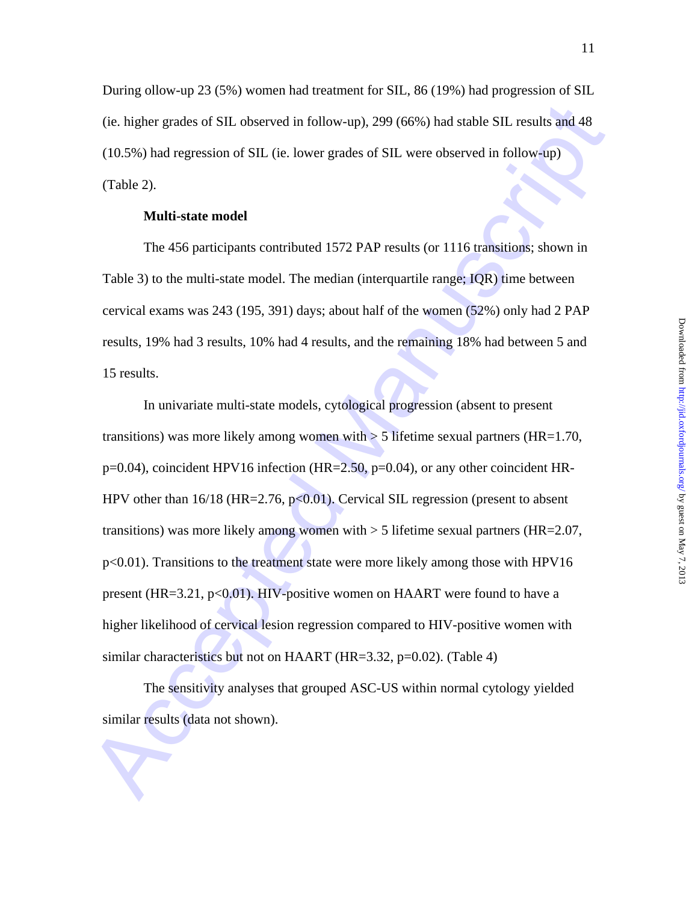During ollow-up 23 (5%) women had treatment for SIL, 86 (19%) had progression of SIL (ie. higher grades of SIL observed in follow-up), 299 (66%) had stable SIL results and 48 (10.5%) had regression of SIL (ie. lower grades of SIL were observed in follow-up) (Table 2).

**Multi-state model**

The 456 participants contributed 1572 PAP results (or 1116 transitions; shown in Table 3) to the multi-state model. The median (interquartile range; IQR) time between cervical exams was 243 (195, 391) days; about half of the women (52%) only had 2 PAP results, 19% had 3 results, 10% had 4 results, and the remaining 18% had between 5 and 15 results.

In univariate multi-state models, cytological progression (absent to present transitions) was more likely among women with > 5 lifetime sexual partners (HR=1.70, p=0.04), coincident HPV16 infection (HR=2.50, p=0.04), or any other coincident HR-HPV other than 16/18 (HR=2.76, p<0.01). Cervical SIL regression (present to absent transitions) was more likely among women with > 5 lifetime sexual partners (HR=2.07, p<0.01). Transitions to the treatment state were more likely among those with HPV16 present (HR=3.21, p<0.01). HIV-positive women on HAART were found to have a higher likelihood of cervical lesion regression compared to HIV-positive women with similar characteristics but not on HAART (HR=3.32, p=0.02). (Table 4)

The sensitivity analyses that grouped ASC-US within normal cytology yielded similar results (data not shown).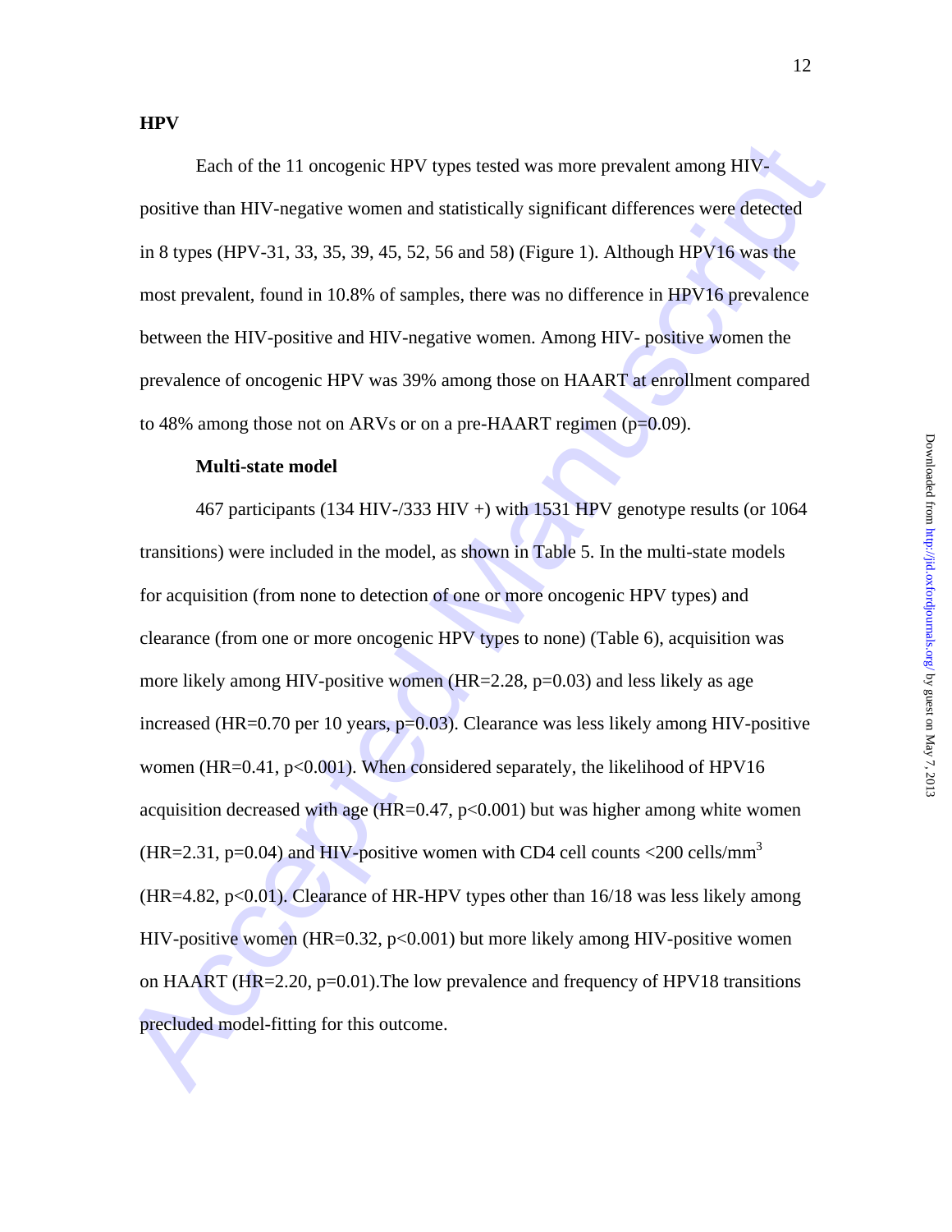## HPV

Each of the 11 oncogenic HPV types tested was more prevalent among HIV-positive than HIV-negative women and statistically significant differences were detected in 8 types (HPV-31, 33, 35, 39, 45, 52, 56 and 58) (Figure 1). Although HPV16 was the most prevalent, found in 10.8% of samples, there was no difference in HPV16 prevalence between the HIV-positive and HIV-negative women. Among HIV- positive women the prevalence of oncogenic HPV was 39% among those on HAART at enrollment compared to 48% among those not on ARVs or on a pre-HAART regimen ($p=0.09$).

### Multi-state model

467 participants (134 HIV-/333 HIV +) with 1531 HPV genotype results (or 1064 transitions) were included in the model, as shown in Table 5. In the multi-state models for acquisition (from none to detection of one or more oncogenic HPV types) and clearance (from one or more oncogenic HPV types to none) (Table 6), acquisition was more likely among HIV-positive women (HR=2.28, $p=0.03$) and less likely as age increased (HR=0.70 per 10 years, $p=0.03$). Clearance was less likely among HIV-positive women (HR=0.41, $p<0.001$). When considered separately, the likelihood of HPV16 acquisition decreased with age (HR=0.47, $p<0.001$) but was higher among white women (HR=2.31, $p=0.04$) and HIV-positive women with CD4 cell counts <200 cells/$mm^3$ (HR=4.82, $p<0.01$). Clearance of HR-HPV types other than 16/18 was less likely among HIV-positive women (HR=0.32, $p<0.001$) but more likely among HIV-positive women on HAART (HR=2.20, $p=0.01$).The low prevalence and frequency of HPV18 transitions precluded model-fitting for this outcome.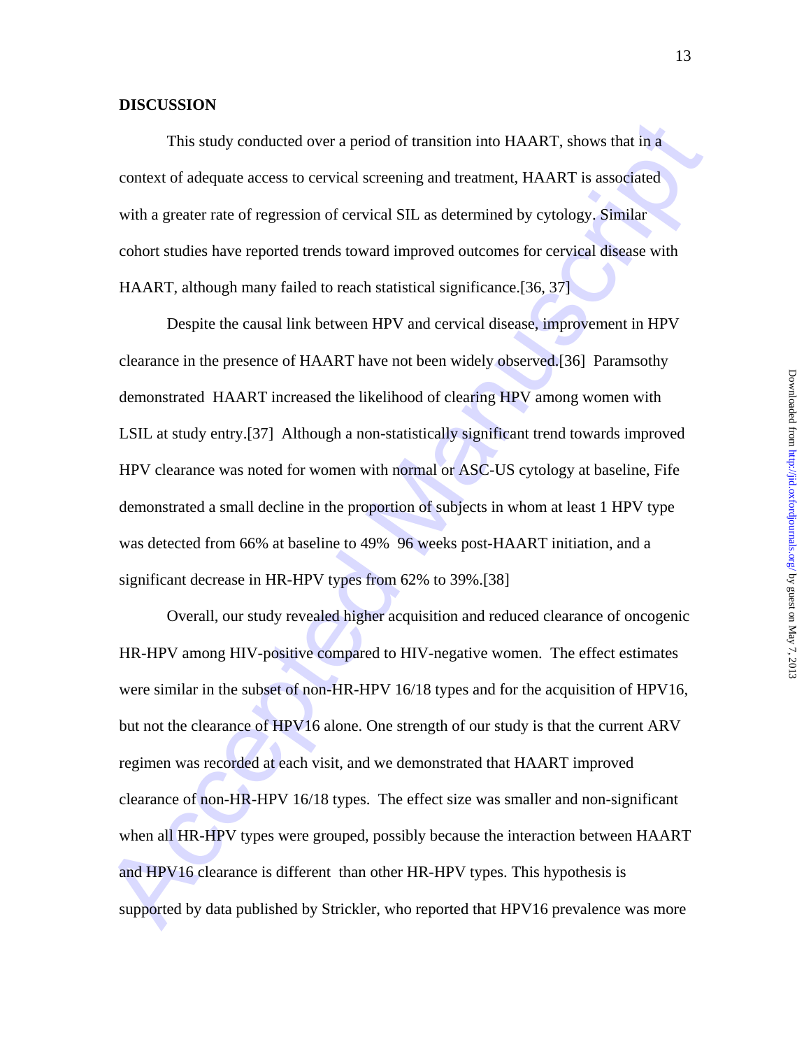## DISCUSSION

This study conducted over a period of transition into HAART, shows that in a context of adequate access to cervical screening and treatment, HAART is associated with a greater rate of regression of cervical SIL as determined by cytology. Similar cohort studies have reported trends toward improved outcomes for cervical disease with HAART, although many failed to reach statistical significance.[36, 37]

Despite the causal link between HPV and cervical disease, improvement in HPV clearance in the presence of HAART have not been widely observed.[36] Paramsothy demonstrated HAART increased the likelihood of clearing HPV among women with LSIL at study entry.[37] Although a non-statistically significant trend towards improved HPV clearance was noted for women with normal or ASC-US cytology at baseline, Fife demonstrated a small decline in the proportion of subjects in whom at least 1 HPV type was detected from 66% at baseline to 49% 96 weeks post-HAART initiation, and a significant decrease in HR-HPV types from 62% to 39%.[38]

Overall, our study revealed higher acquisition and reduced clearance of oncogenic HR-HPV among HIV-positive compared to HIV-negative women. The effect estimates were similar in the subset of non-HR-HPV 16/18 types and for the acquisition of HPV16, but not the clearance of HPV16 alone. One strength of our study is that the current ARV regimen was recorded at each visit, and we demonstrated that HAART improved clearance of non-HR-HPV 16/18 types. The effect size was smaller and non-significant when all HR-HPV types were grouped, possibly because the interaction between HAART and HPV16 clearance is different than other HR-HPV types. This hypothesis is supported by data published by Strickler, who reported that HPV16 prevalence was more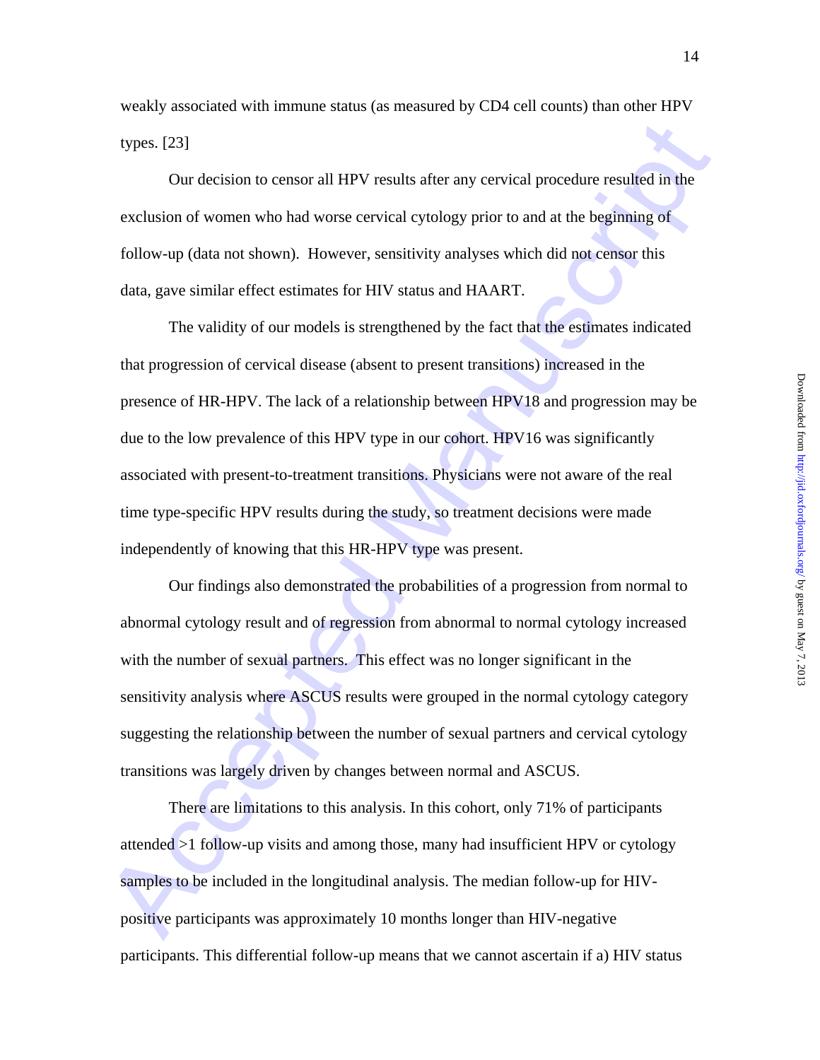weakly associated with immune status (as measured by CD4 cell counts) than other HPV types. [23]

Our decision to censor all HPV results after any cervical procedure resulted in the exclusion of women who had worse cervical cytology prior to and at the beginning of follow-up (data not shown). However, sensitivity analyses which did not censor this data, gave similar effect estimates for HIV status and HAART.

The validity of our models is strengthened by the fact that the estimates indicated that progression of cervical disease (absent to present transitions) increased in the presence of HR-HPV. The lack of a relationship between HPV18 and progression may be due to the low prevalence of this HPV type in our cohort. HPV16 was significantly associated with present-to-treatment transitions. Physicians were not aware of the real time type-specific HPV results during the study, so treatment decisions were made independently of knowing that this HR-HPV type was present.

Our findings also demonstrated the probabilities of a progression from normal to abnormal cytology result and of regression from abnormal to normal cytology increased with the number of sexual partners. This effect was no longer significant in the sensitivity analysis where ASCUS results were grouped in the normal cytology category suggesting the relationship between the number of sexual partners and cervical cytology transitions was largely driven by changes between normal and ASCUS.

There are limitations to this analysis. In this cohort, only 71% of participants attended >1 follow-up visits and among those, many had insufficient HPV or cytology samples to be included in the longitudinal analysis. The median follow-up for HIV-positive participants was approximately 10 months longer than HIV-negative participants. This differential follow-up means that we cannot ascertain if a) HIV status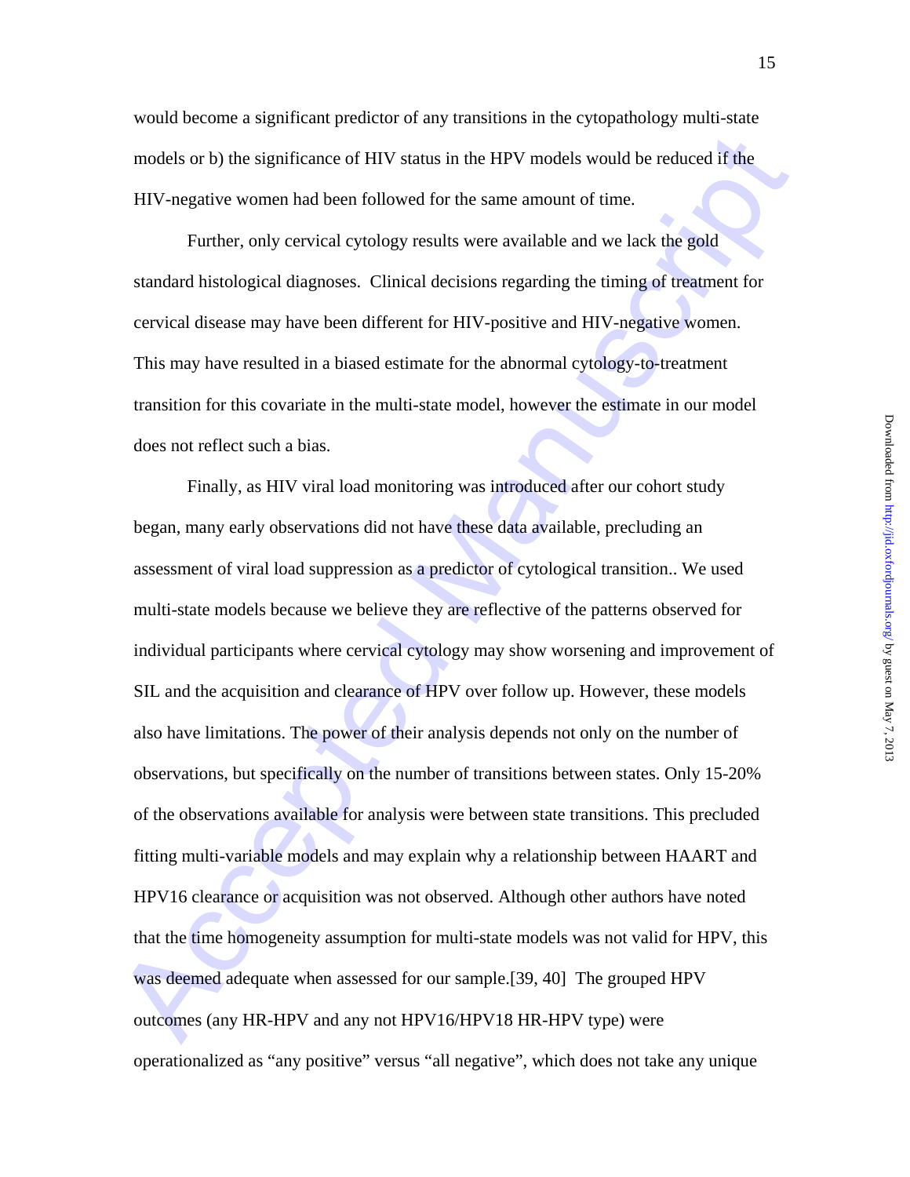would become a significant predictor of any transitions in the cytopathology multi-state models or b) the significance of HIV status in the HPV models would be reduced if the HIV-negative women had been followed for the same amount of time.

Further, only cervical cytology results were available and we lack the gold standard histological diagnoses. Clinical decisions regarding the timing of treatment for cervical disease may have been different for HIV-positive and HIV-negative women. This may have resulted in a biased estimate for the abnormal cytology-to-treatment transition for this covariate in the multi-state model, however the estimate in our model does not reflect such a bias.

Finally, as HIV viral load monitoring was introduced after our cohort study began, many early observations did not have these data available, precluding an assessment of viral load suppression as a predictor of cytological transition.. We used multi-state models because we believe they are reflective of the patterns observed for individual participants where cervical cytology may show worsening and improvement of SIL and the acquisition and clearance of HPV over follow up. However, these models also have limitations. The power of their analysis depends not only on the number of observations, but specifically on the number of transitions between states. Only 15-20% of the observations available for analysis were between state transitions. This precluded fitting multi-variable models and may explain why a relationship between HAART and HPV16 clearance or acquisition was not observed. Although other authors have noted that the time homogeneity assumption for multi-state models was not valid for HPV, this was deemed adequate when assessed for our sample.[39, 40] The grouped HPV outcomes (any HR-HPV and any not HPV16/HPV18 HR-HPV type) were operationalized as "any positive" versus "all negative", which does not take any unique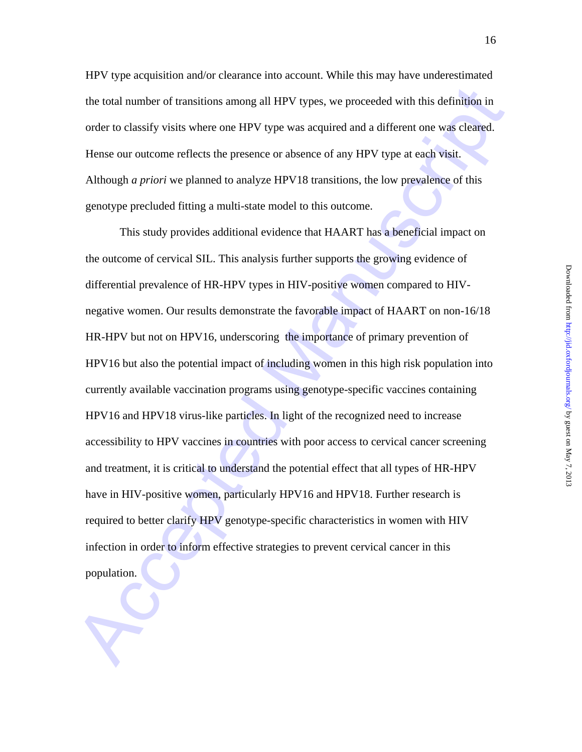HPV type acquisition and/or clearance into account. While this may have underestimated the total number of transitions among all HPV types, we proceeded with this definition in order to classify visits where one HPV type was acquired and a different one was cleared. Hense our outcome reflects the presence or absence of any HPV type at each visit. Although *a priori* we planned to analyze HPV18 transitions, the low prevalence of this genotype precluded fitting a multi-state model to this outcome.

This study provides additional evidence that HAART has a beneficial impact on the outcome of cervical SIL. This analysis further supports the growing evidence of differential prevalence of HR-HPV types in HIV-positive women compared to HIV-negative women. Our results demonstrate the favorable impact of HAART on non-16/18 HR-HPV but not on HPV16, underscoring the importance of primary prevention of HPV16 but also the potential impact of including women in this high risk population into currently available vaccination programs using genotype-specific vaccines containing HPV16 and HPV18 virus-like particles. In light of the recognized need to increase accessibility to HPV vaccines in countries with poor access to cervical cancer screening and treatment, it is critical to understand the potential effect that all types of HR-HPV have in HIV-positive women, particularly HPV16 and HPV18. Further research is required to better clarify HPV genotype-specific characteristics in women with HIV infection in order to inform effective strategies to prevent cervical cancer in this population.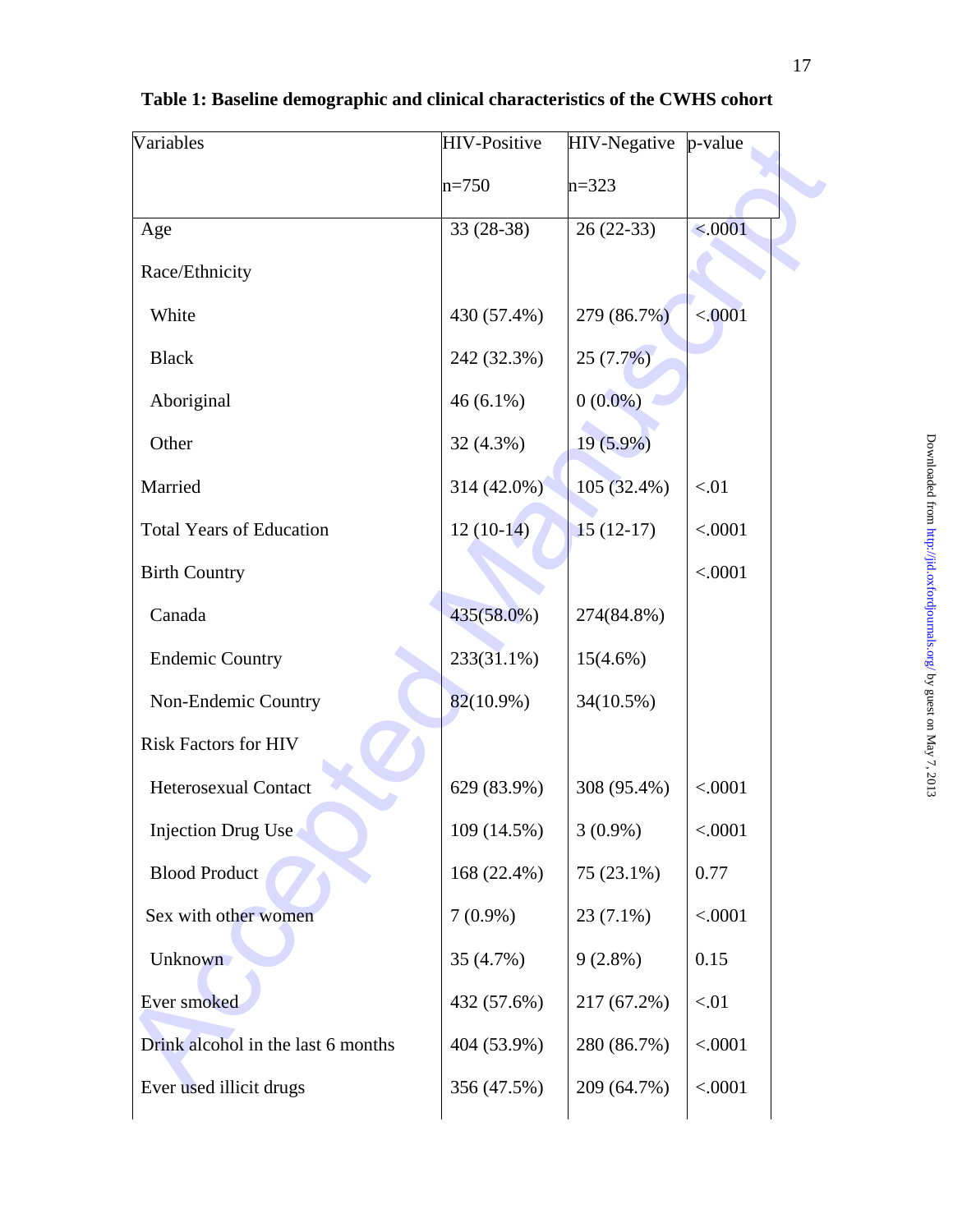**Table 1: Baseline demographic and clinical characteristics of the CWHS cohort**

| Variables | HIV-Positive n=750 | HIV-Negative n=323 | p-value |
|---|---|---|---|
| Age | 33 (28-38) | 26 (22-33) | <.0001 |
| Race/Ethnicity | | | |
| White | 430 (57.4%) | 279 (86.7%) | <.0001 |
| Black | 242 (32.3%) | 25 (7.7%) | |
| Aboriginal | 46 (6.1%) | 0 (0.0%) | |
| Other | 32 (4.3%) | 19 (5.9%) | |
| Married | 314 (42.0%) | 105 (32.4%) | <.01 |
| Total Years of Education | 12 (10-14) | 15 (12-17) | <.0001 |
| Birth Country | | | <.0001 |
| Canada | 435(58.0%) | 274(84.8%) | |
| Endemic Country | 233(31.1%) | 15(4.6%) | |
| Non-Endemic Country | 82(10.9%) | 34(10.5%) | |
| Risk Factors for HIV | | | |
| Heterosexual Contact | 629 (83.9%) | 308 (95.4%) | <.0001 |
| Injection Drug Use | 109 (14.5%) | 3 (0.9%) | <.0001 |
| Blood Product | 168 (22.4%) | 75 (23.1%) | 0.77 |
| Sex with other women | 7 (0.9%) | 23 (7.1%) | <.0001 |
| Unknown | 35 (4.7%) | 9 (2.8%) | 0.15 |
| Ever smoked | 432 (57.6%) | 217 (67.2%) | <.01 |
| Drink alcohol in the last 6 months | 404 (53.9%) | 280 (86.7%) | <.0001 |
| Ever used illicit drugs | 356 (47.5%) | 209 (64.7%) | <.0001 |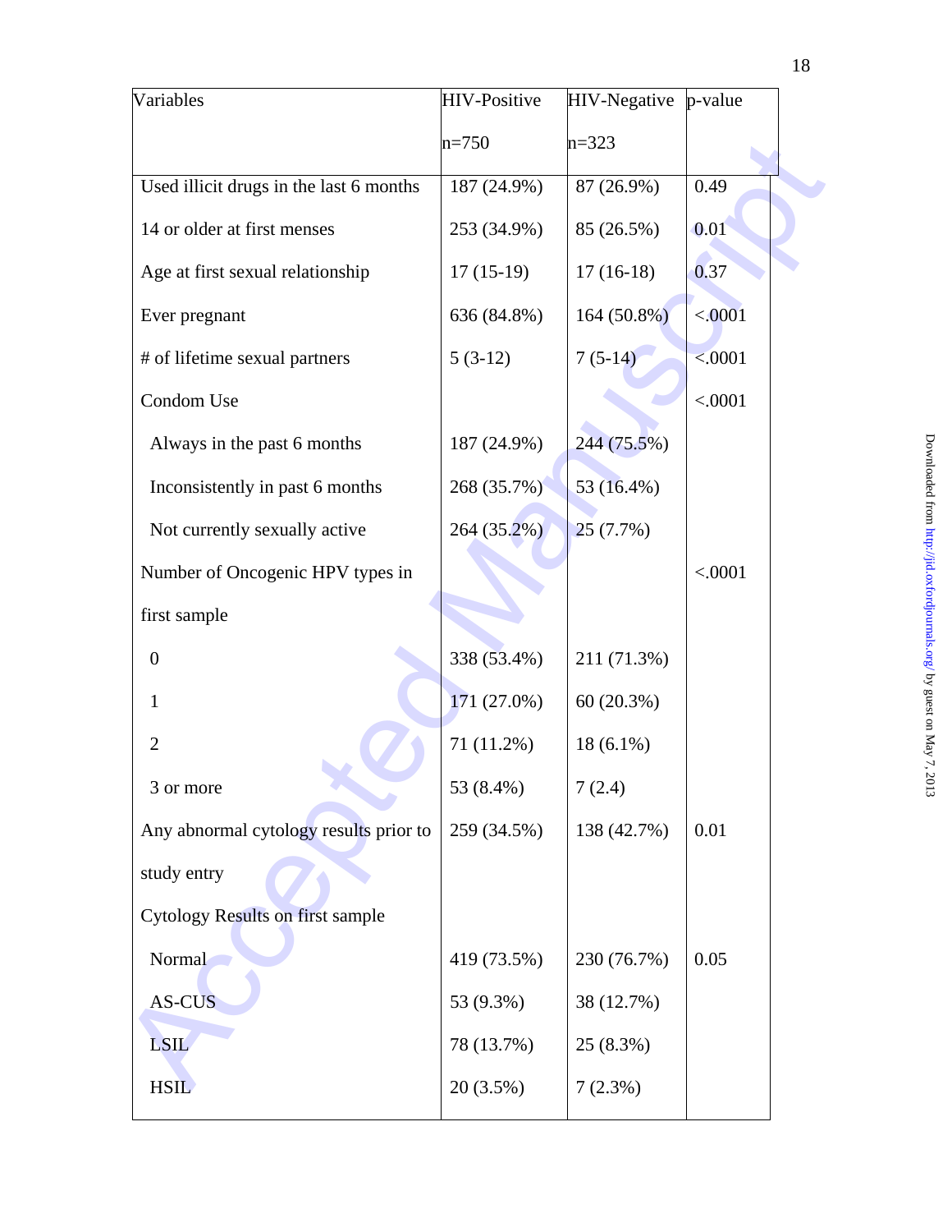| Variables | HIV-Positive n=750 | HIV-Negative n=323 | p-value |
|---|---|---|---|
| Used illicit drugs in the last 6 months | 187 (24.9%) | 87 (26.9%) | 0.49 |
| 14 or older at first menses | 253 (34.9%) | 85 (26.5%) | 0.01 |
| Age at first sexual relationship | 17 (15-19) | 17 (16-18) | 0.37 |
| Ever pregnant | 636 (84.8%) | 164 (50.8%) | <.0001 |
| # of lifetime sexual partners | 5 (3-12) | 7 (5-14) | <.0001 |
| Condom Use | | | <.0001 |
| Always in the past 6 months | 187 (24.9%) | 244 (75.5%) | |
| Inconsistently in past 6 months | 268 (35.7%) | 53 (16.4%) | |
| Not currently sexually active | 264 (35.2%) | 25 (7.7%) | |
| Number of Oncogenic HPV types in first sample | | | <.0001 |
| 0 | 338 (53.4%) | 211 (71.3%) | |
| 1 | 171 (27.0%) | 60 (20.3%) | |
| 2 | 71 (11.2%) | 18 (6.1%) | |
| 3 or more | 53 (8.4%) | 7 (2.4) | |
| Any abnormal cytology results prior to study entry | 259 (34.5%) | 138 (42.7%) | 0.01 |
| Cytology Results on first sample | | | |
| Normal | 419 (73.5%) | 230 (76.7%) | 0.05 |
| AS-CUS | 53 (9.3%) | 38 (12.7%) | |
| LSIL | 78 (13.7%) | 25 (8.3%) | |
| HSIL | 20 (3.5%) | 7 (2.3%) | |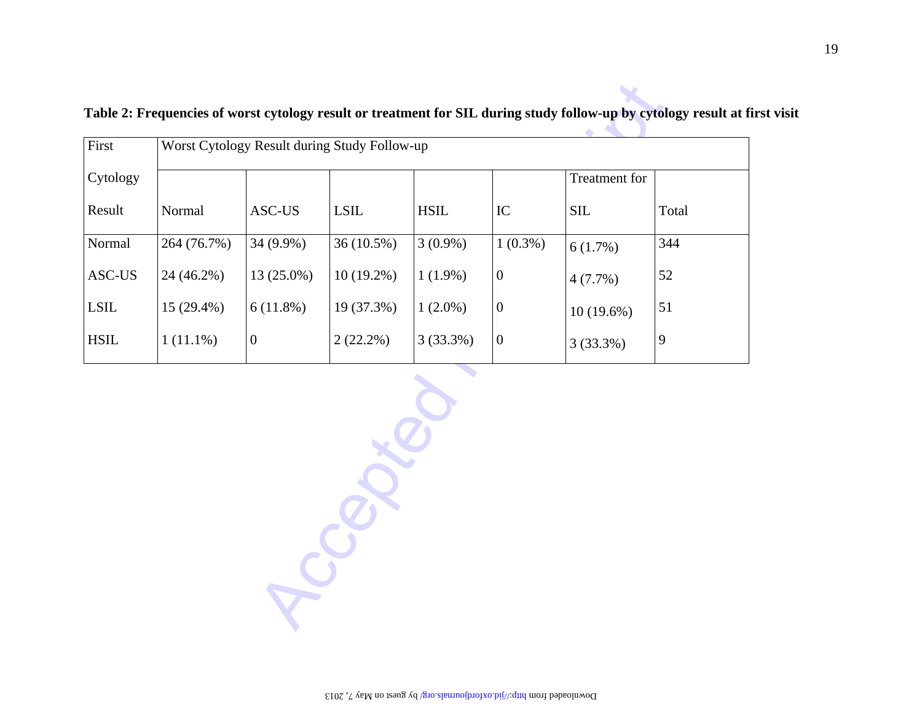**Table 2: Frequencies of worst cytology result or treatment for SIL during study follow-up by cytology result at first visit**

| First Cytology Result | Worst Cytology Result during Study Follow-up | | | | | | |
|---|---|---|---|---|---|---|---|
| | Normal | ASC-US | LSIL | HSIL | IC | Treatment for SIL | Total |
| Normal | 264 (76.7%) | 34 (9.9%) | 36 (10.5%) | 3 (0.9%) | 1 (0.3%) | 6 (1.7%) | 344 |
| ASC-US | 24 (46.2%) | 13 (25.0%) | 10 (19.2%) | 1 (1.9%) | 0 | 4 (7.7%) | 52 |
| LSIL | 15 (29.4%) | 6 (11.8%) | 19 (37.3%) | 1 (2.0%) | 0 | 10 (19.6%) | 51 |
| HSIL | 1 (11.1%) | 0 | 2 (22.2%) | 3 (33.3%) | 0 | 3 (33.3%) | 9 |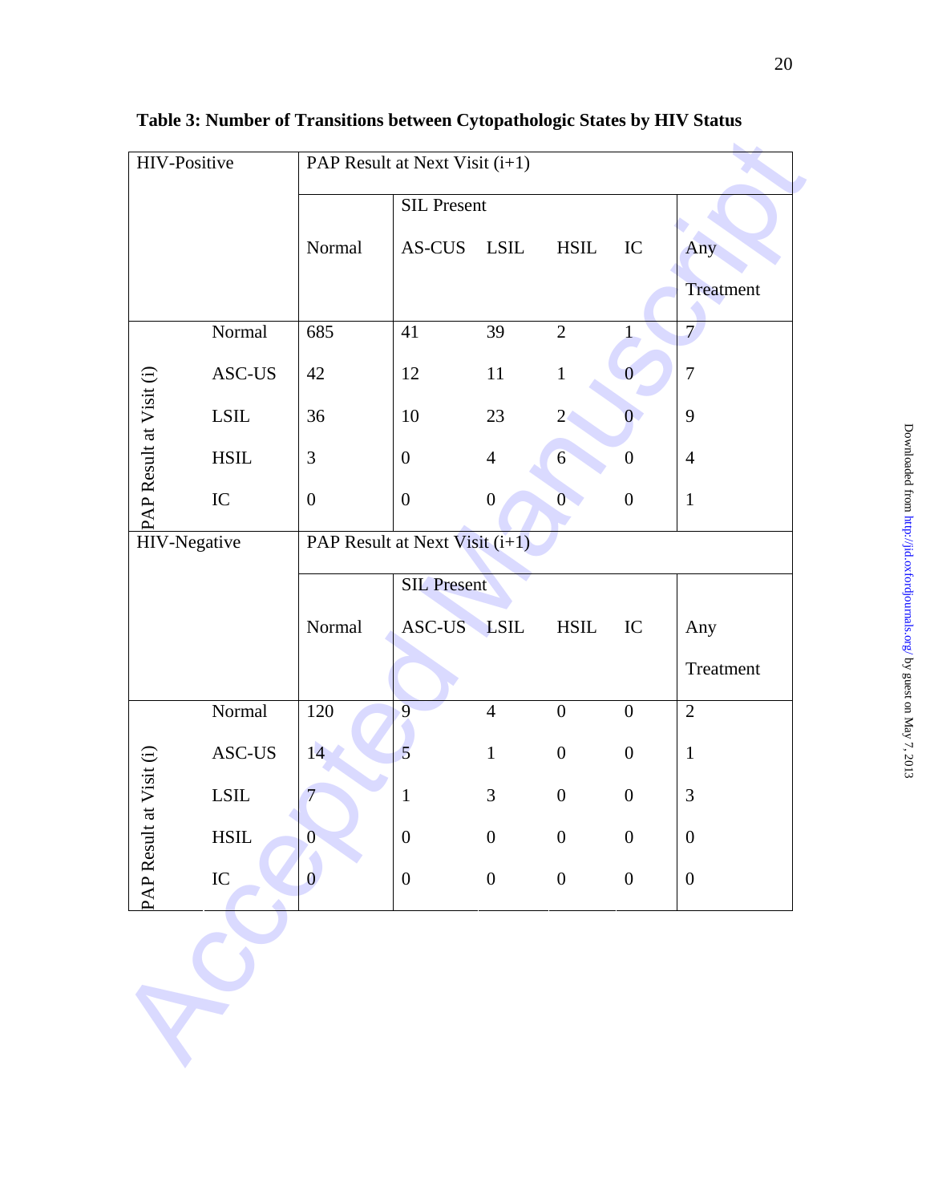**Table 3: Number of Transitions between Cytopathologic States by HIV Status**

| HIV-Positive | | PAP Result at Next Visit (i+1) | | | | | |
|---|---|---|---|---|---|---|---|
| | | | SIL Present | | | | |
| | | Normal | AS-CUS | LSIL | HSIL | IC | Any Treatment |
| PAP Result at Visit (i) | Normal | 685 | 41 | 39 | 2 | 1 | 7 |
| | ASC-US | 42 | 12 | 11 | 1 | 0 | 7 |
| | LSIL | 36 | 10 | 23 | 2 | 0 | 9 |
| | HSIL | 3 | 0 | 4 | 6 | 0 | 4 |
| | IC | 0 | 0 | 0 | 0 | 0 | 1 |
| **HIV-Negative** | | **PAP Result at Next Visit (i+1)** | | | | | |
| | | | SIL Present | | | | |
| | | Normal | ASC-US | LSIL | HSIL | IC | Any Treatment |
| PAP Result at Visit (i) | Normal | 120 | 9 | 4 | 0 | 0 | 2 |
| | ASC-US | 14 | 5 | 1 | 0 | 0 | 1 |
| | LSIL | 7 | 1 | 3 | 0 | 0 | 3 |
| | HSIL | 0 | 0 | 0 | 0 | 0 | 0 |
| | IC | 0 | 0 | 0 | 0 | 0 | 0 |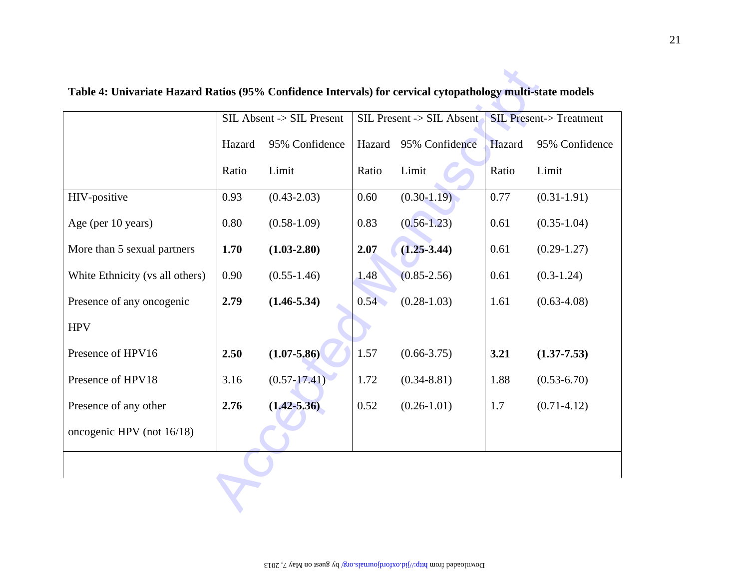**Table 4: Univariate Hazard Ratios (95% Confidence Intervals) for cervical cytopathology multi-state models**

| | SIL Absent -> SIL Present | | SIL Present -> SIL Absent | | SIL Present-> Treatment | |
|---|---|---|---|---|---|---|
| | Hazard Ratio | 95% Confidence Limit | Hazard Ratio | 95% Confidence Limit | Hazard Ratio | 95% Confidence Limit |
| HIV-positive | 0.93 | (0.43-2.03) | 0.60 | (0.30-1.19) | 0.77 | (0.31-1.91) |
| Age (per 10 years) | 0.80 | (0.58-1.09) | 0.83 | (0.56-1.23) | 0.61 | (0.35-1.04) |
| More than 5 sexual partners | **1.70** | **(1.03-2.80)** | **2.07** | **(1.25-3.44)** | 0.61 | (0.29-1.27) |
| White Ethnicity (vs all others) | 0.90 | (0.55-1.46) | 1.48 | (0.85-2.56) | 0.61 | (0.3-1.24) |
| Presence of any oncogenic HPV | **2.79** | **(1.46-5.34)** | 0.54 | (0.28-1.03) | 1.61 | (0.63-4.08) |
| Presence of HPV16 | **2.50** | **(1.07-5.86)** | 1.57 | (0.66-3.75) | **3.21** | **(1.37-7.53)** |
| Presence of HPV18 | 3.16 | (0.57-17.41) | 1.72 | (0.34-8.81) | 1.88 | (0.53-6.70) |
| Presence of any other oncogenic HPV (not 16/18) | **2.76** | **(1.42-5.36)** | 0.52 | (0.26-1.01) | 1.7 | (0.71-4.12) |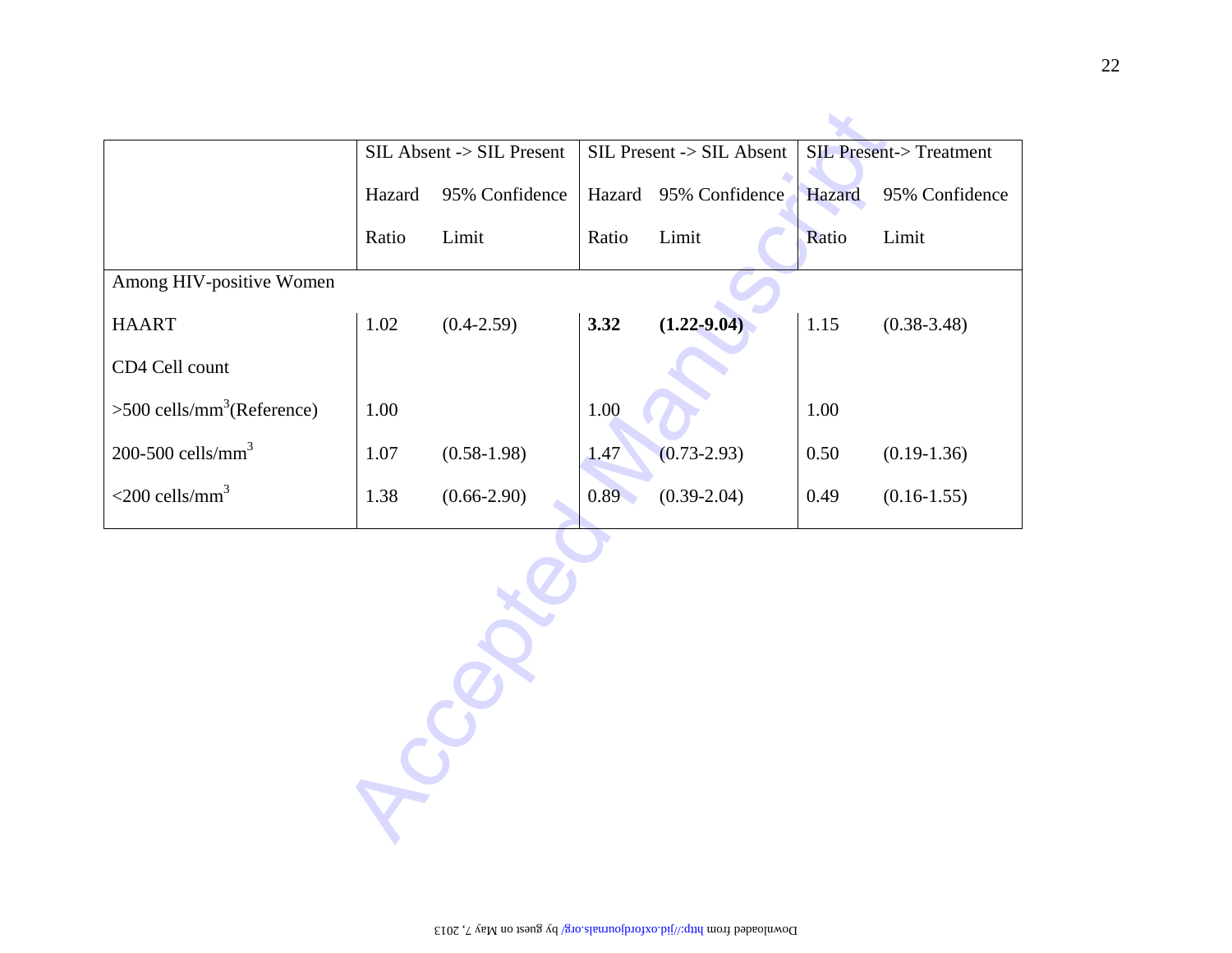| | SIL Absent -> SIL Present | | SIL Present -> SIL Absent | | SIL Present-> Treatment | |
|---|---|---|---|---|---|---|
| | Hazard Ratio | 95% Confidence Limit | Hazard Ratio | 95% Confidence Limit | Hazard Ratio | 95% Confidence Limit |
| Among HIV-positive Women | | | | | | |
| HAART | 1.02 | (0.4-2.59) | **3.32** | **(1.22-9.04)** | 1.15 | (0.38-3.48) |
| CD4 Cell count | | | | | | |
| >500 cells/mm$^3$(Reference) | 1.00 | | 1.00 | | 1.00 | |
| 200-500 cells/mm$^3$ | 1.07 | (0.58-1.98) | 1.47 | (0.73-2.93) | 0.50 | (0.19-1.36) |
| <200 cells/mm$^3$ | 1.38 | (0.66-2.90) | 0.89 | (0.39-2.04) | 0.49 | (0.16-1.55) |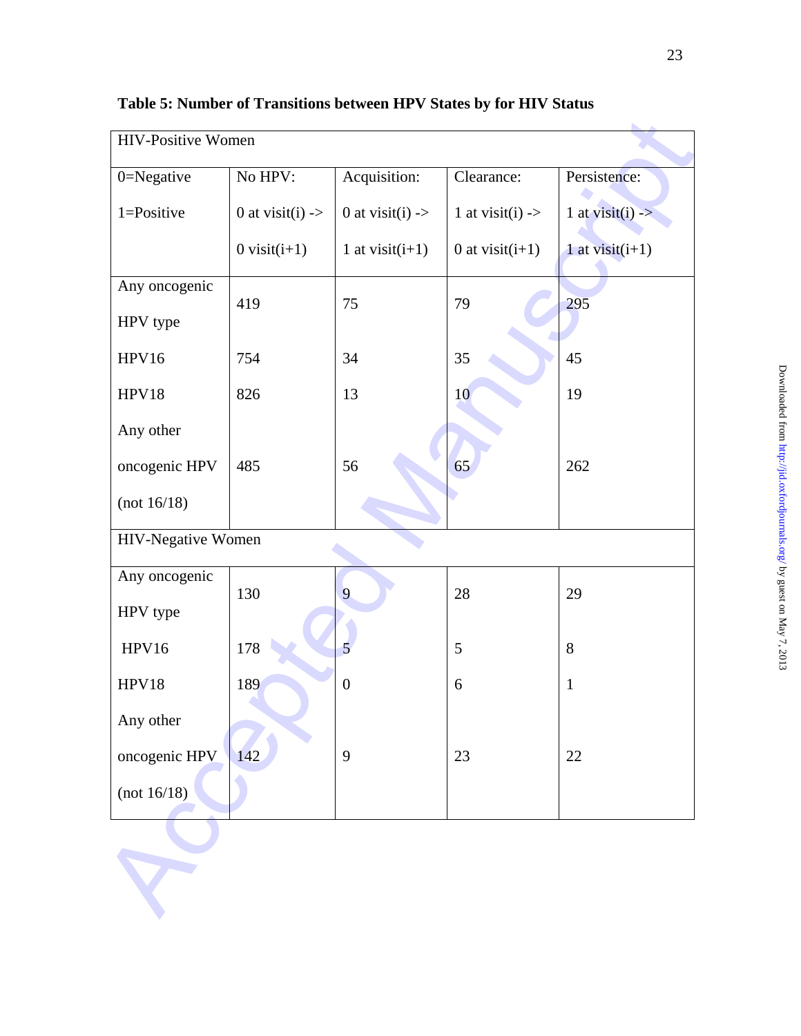**Table 5: Number of Transitions between HPV States by for HIV Status**

| HIV-Positive Women | | | | |
|---|---|---|---|---|
| 0=Negative 1=Positive | No HPV: 0 at visit(i) -> 0 visit(i+1) | Acquisition: 0 at visit(i) -> 1 at visit(i+1) | Clearance: 1 at visit(i) -> 0 at visit(i+1) | Persistence: 1 at visit(i) -> 1 at visit(i+1) |
| Any oncogenic HPV type | 419 | 75 | 79 | 295 |
| HPV16 | 754 | 34 | 35 | 45 |
| HPV18 | 826 | 13 | 10 | 19 |
| Any other oncogenic HPV (not 16/18) | 485 | 56 | 65 | 262 |
| **HIV-Negative Women** | | | | |
| Any oncogenic HPV type | 130 | 9 | 28 | 29 |
| HPV16 | 178 | 5 | 5 | 8 |
| HPV18 | 189 | 0 | 6 | 1 |
| Any other oncogenic HPV (not 16/18) | 142 | 9 | 23 | 22 |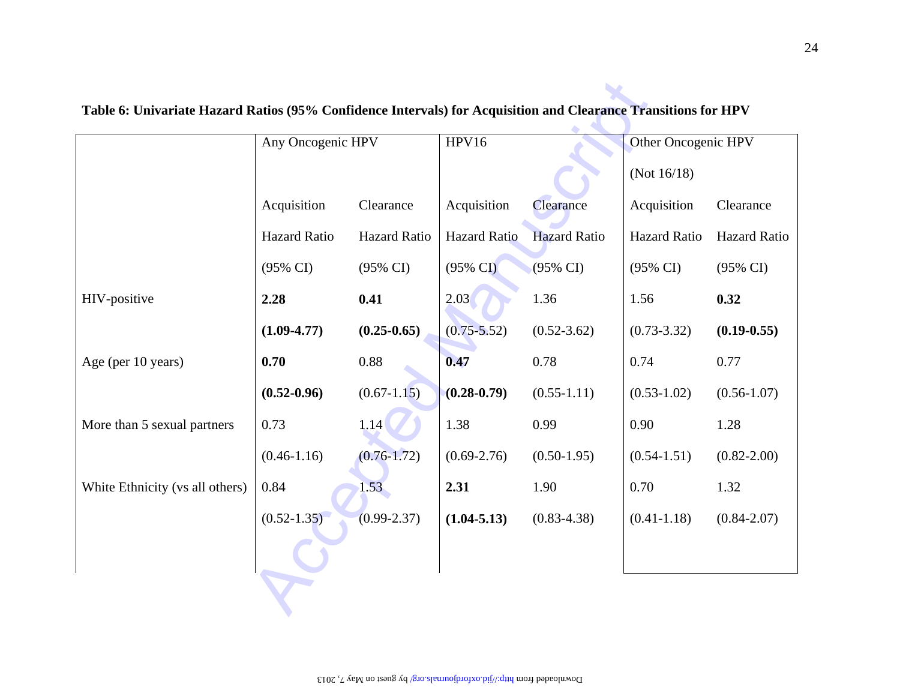**Table 6: Univariate Hazard Ratios (95% Confidence Intervals) for Acquisition and Clearance Transitions for HPV**

| | Any Oncogenic HPV | | HPV16 | | Other Oncogenic HPV (Not 16/18) | |
|---|---|---|---|---|---|---|
| | Acquisition Hazard Ratio (95% CI) | Clearance Hazard Ratio (95% CI) | Acquisition Hazard Ratio (95% CI) | Clearance Hazard Ratio (95% CI) | Acquisition Hazard Ratio (95% CI) | Clearance Hazard Ratio (95% CI) |
| HIV-positive | **2.28** **(1.09-4.77)** | **0.41** **(0.25-0.65)** | 2.03 (0.75-5.52) | 1.36 (0.52-3.62) | 1.56 (0.73-3.32) | **0.32** **(0.19-0.55)** |
| Age (per 10 years) | **0.70** **(0.52-0.96)** | 0.88 (0.67-1.15) | **0.47** **(0.28-0.79)** | 0.78 (0.55-1.11) | 0.74 (0.53-1.02) | 0.77 (0.56-1.07) |
| More than 5 sexual partners | 0.73 (0.46-1.16) | 1.14 (0.76-1.72) | 1.38 (0.69-2.76) | 0.99 (0.50-1.95) | 0.90 (0.54-1.51) | 1.28 (0.82-2.00) |
| White Ethnicity (vs all others) | 0.84 (0.52-1.35) | 1.53 (0.99-2.37) | **2.31** **(1.04-5.13)** | 1.90 (0.83-4.38) | 0.70 (0.41-1.18) | 1.32 (0.84-2.07) |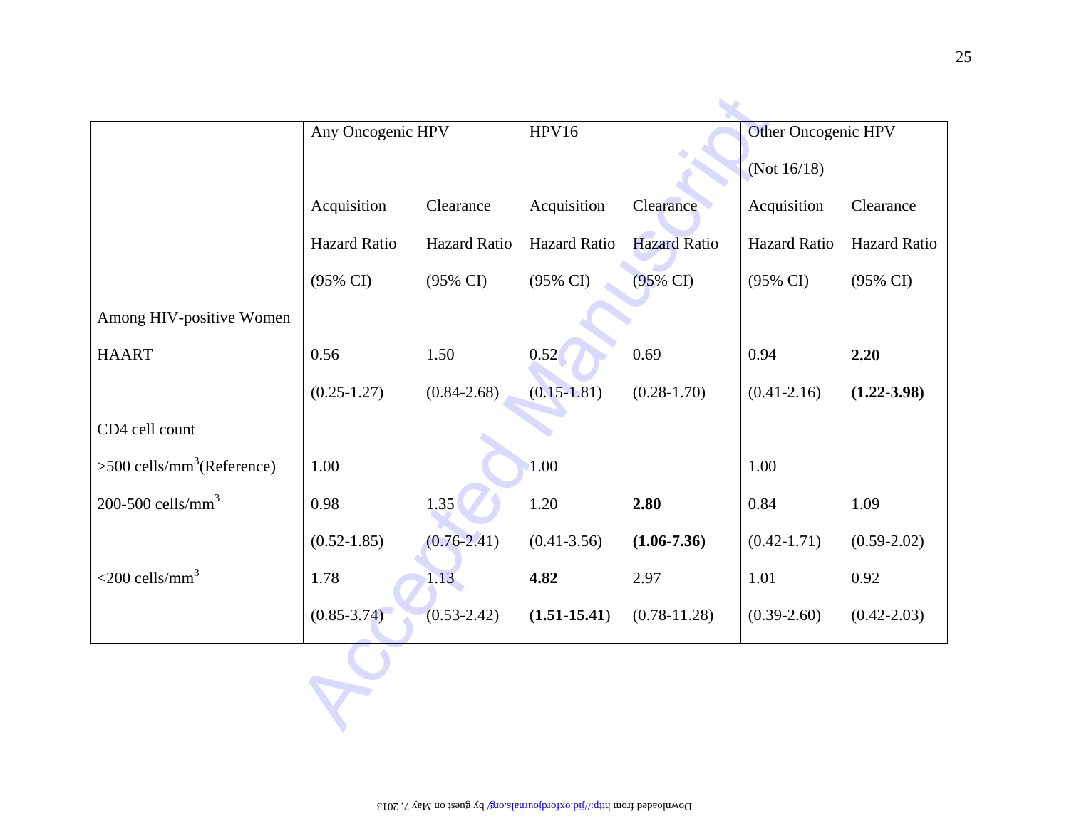| | Any Oncogenic HPV | | HPV16 | | Other Oncogenic HPV (Not 16/18) | |
|---|---|---|---|---|---|---|
| | Acquisition Hazard Ratio (95% CI) | Clearance Hazard Ratio (95% CI) | Acquisition Hazard Ratio (95% CI) | Clearance Hazard Ratio (95% CI) | Acquisition Hazard Ratio (95% CI) | Clearance Hazard Ratio (95% CI) |
| Among HIV-positive Women | | | | | | |
| HAART | 0.56 (0.25-1.27) | 1.50 (0.84-2.68) | 0.52 (0.15-1.81) | 0.69 (0.28-1.70) | 0.94 (0.41-2.16) | **2.20 (1.22-3.98)** |
| CD4 cell count | | | | | | |
| >500 cells/mm$^3$(Reference) | 1.00 | | 1.00 | | 1.00 | |
| 200-500 cells/mm$^3$ | 0.98 (0.52-1.85) | 1.35 (0.76-2.41) | 1.20 (0.41-3.56) | **2.80 (1.06-7.36)** | 0.84 (0.42-1.71) | 1.09 (0.59-2.02) |
| <200 cells/mm$^3$ | 1.78 (0.85-3.74) | 1.13 (0.53-2.42) | **4.82 (1.51-15.41)** | 2.97 (0.78-11.28) | 1.01 (0.39-2.60) | 0.92 (0.42-2.03) |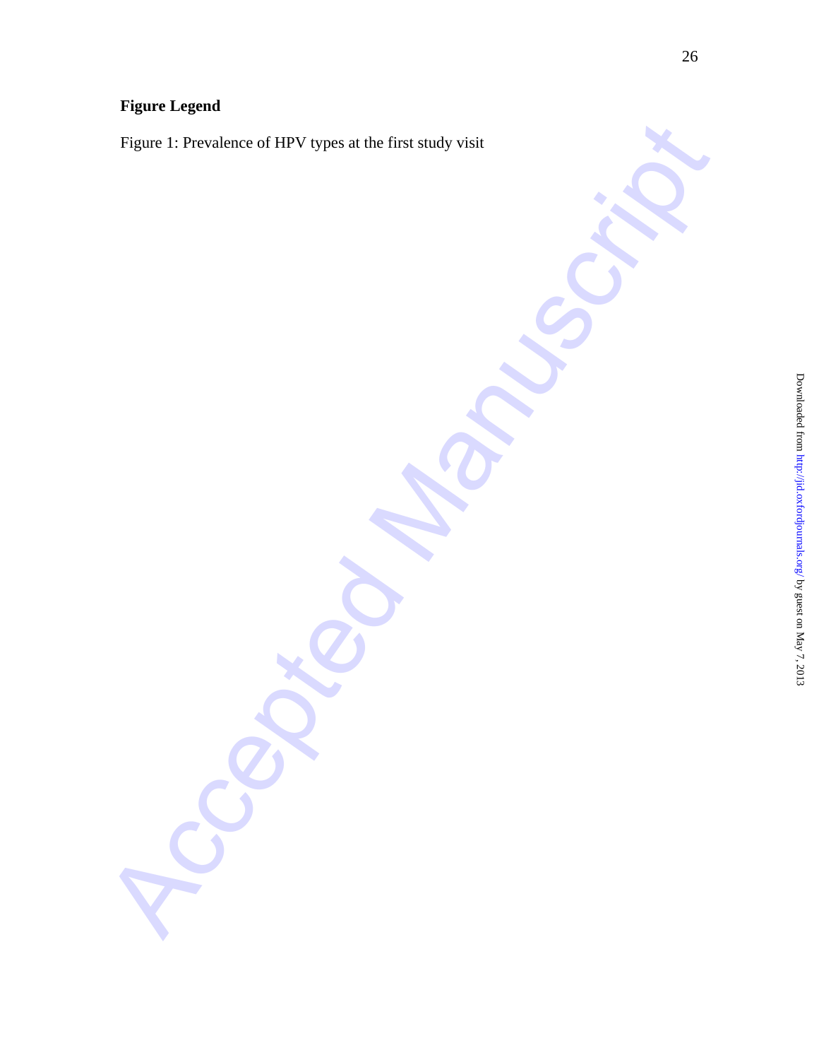**Figure Legend**

Figure 1: Prevalence of HPV types at the first study visit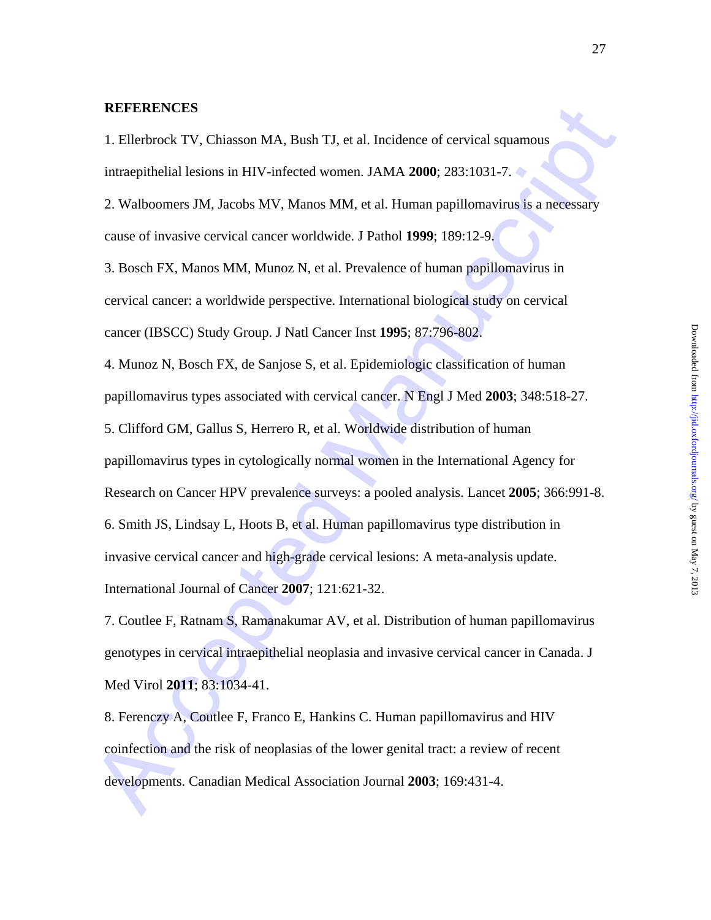## REFERENCES

1. Ellerbrock TV, Chiasson MA, Bush TJ, et al. Incidence of cervical squamous intraepithelial lesions in HIV-infected women. JAMA **2000**; 283:1031-7.

2. Walboomers JM, Jacobs MV, Manos MM, et al. Human papillomavirus is a necessary cause of invasive cervical cancer worldwide. J Pathol **1999**; 189:12-9.

3. Bosch FX, Manos MM, Munoz N, et al. Prevalence of human papillomavirus in cervical cancer: a worldwide perspective. International biological study on cervical cancer (IBSCC) Study Group. J Natl Cancer Inst **1995**; 87:796-802.

4. Munoz N, Bosch FX, de Sanjose S, et al. Epidemiologic classification of human papillomavirus types associated with cervical cancer. N Engl J Med **2003**; 348:518-27.

5. Clifford GM, Gallus S, Herrero R, et al. Worldwide distribution of human papillomavirus types in cytologically normal women in the International Agency for Research on Cancer HPV prevalence surveys: a pooled analysis. Lancet **2005**; 366:991-8.

6. Smith JS, Lindsay L, Hoots B, et al. Human papillomavirus type distribution in invasive cervical cancer and high-grade cervical lesions: A meta-analysis update. International Journal of Cancer **2007**; 121:621-32.

7. Coutlee F, Ratnam S, Ramanakumar AV, et al. Distribution of human papillomavirus genotypes in cervical intraepithelial neoplasia and invasive cervical cancer in Canada. J Med Virol **2011**; 83:1034-41.

8. Ferenczy A, Coutlee F, Franco E, Hankins C. Human papillomavirus and HIV coinfection and the risk of neoplasias of the lower genital tract: a review of recent developments. Canadian Medical Association Journal **2003**; 169:431-4.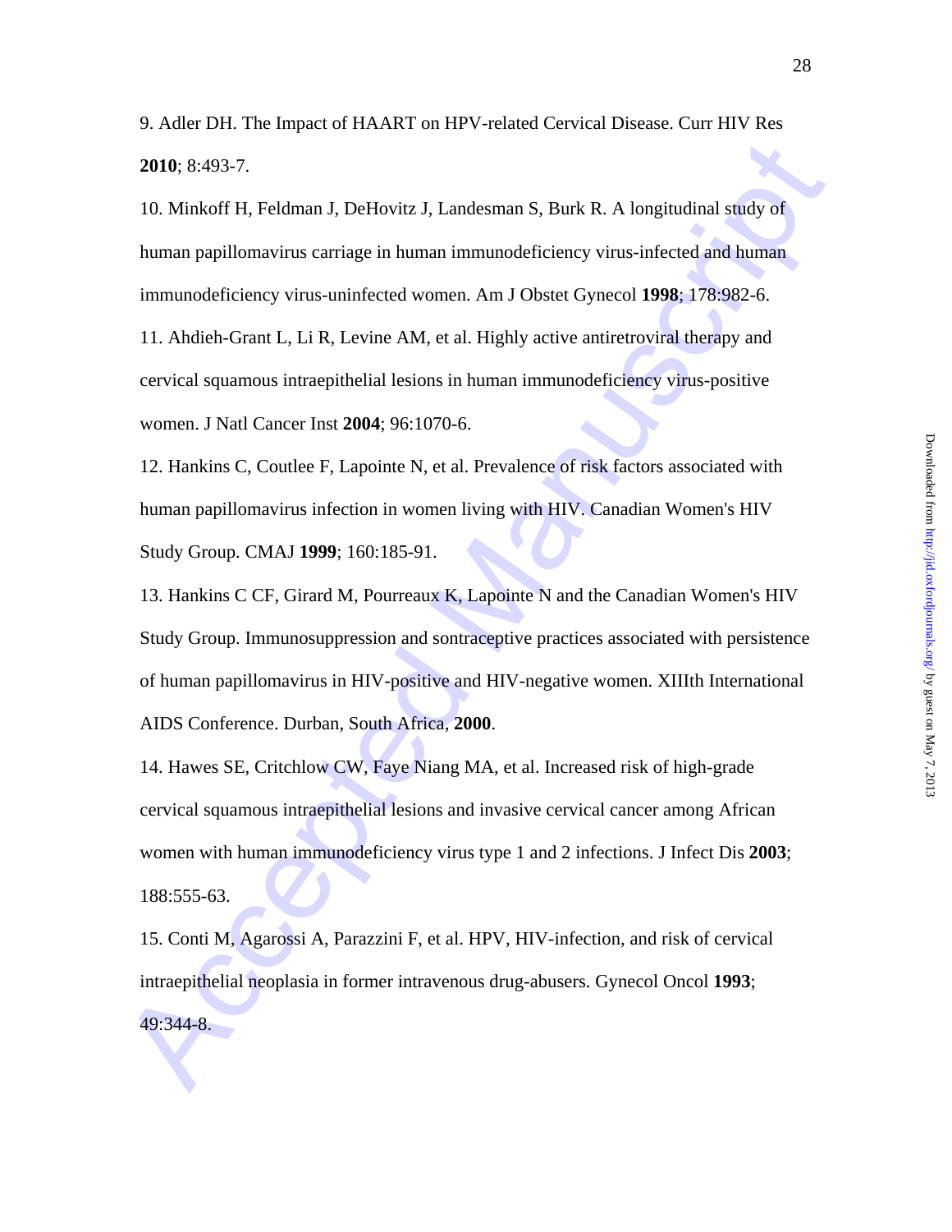9. Adler DH. The Impact of HAART on HPV-related Cervical Disease. Curr HIV Res **2010**; 8:493-7.

10. Minkoff H, Feldman J, DeHovitz J, Landesman S, Burk R. A longitudinal study of human papillomavirus carriage in human immunodeficiency virus-infected and human immunodeficiency virus-uninfected women. Am J Obstet Gynecol **1998**; 178:982-6.

11. Ahdieh-Grant L, Li R, Levine AM, et al. Highly active antiretroviral therapy and cervical squamous intraepithelial lesions in human immunodeficiency virus-positive women. J Natl Cancer Inst **2004**; 96:1070-6.

12. Hankins C, Coutlee F, Lapointe N, et al. Prevalence of risk factors associated with human papillomavirus infection in women living with HIV. Canadian Women's HIV Study Group. CMAJ **1999**; 160:185-91.

13. Hankins C CF, Girard M, Pourreaux K, Lapointe N and the Canadian Women's HIV Study Group. Immunosuppression and sontraceptive practices associated with persistence of human papillomavirus in HIV-positive and HIV-negative women. XIIIth International AIDS Conference. Durban, South Africa, **2000**.

14. Hawes SE, Critchlow CW, Faye Niang MA, et al. Increased risk of high-grade cervical squamous intraepithelial lesions and invasive cervical cancer among African women with human immunodeficiency virus type 1 and 2 infections. J Infect Dis **2003**; 188:555-63.

15. Conti M, Agarossi A, Parazzini F, et al. HPV, HIV-infection, and risk of cervical intraepithelial neoplasia in former intravenous drug-abusers. Gynecol Oncol **1993**; 49:344-8.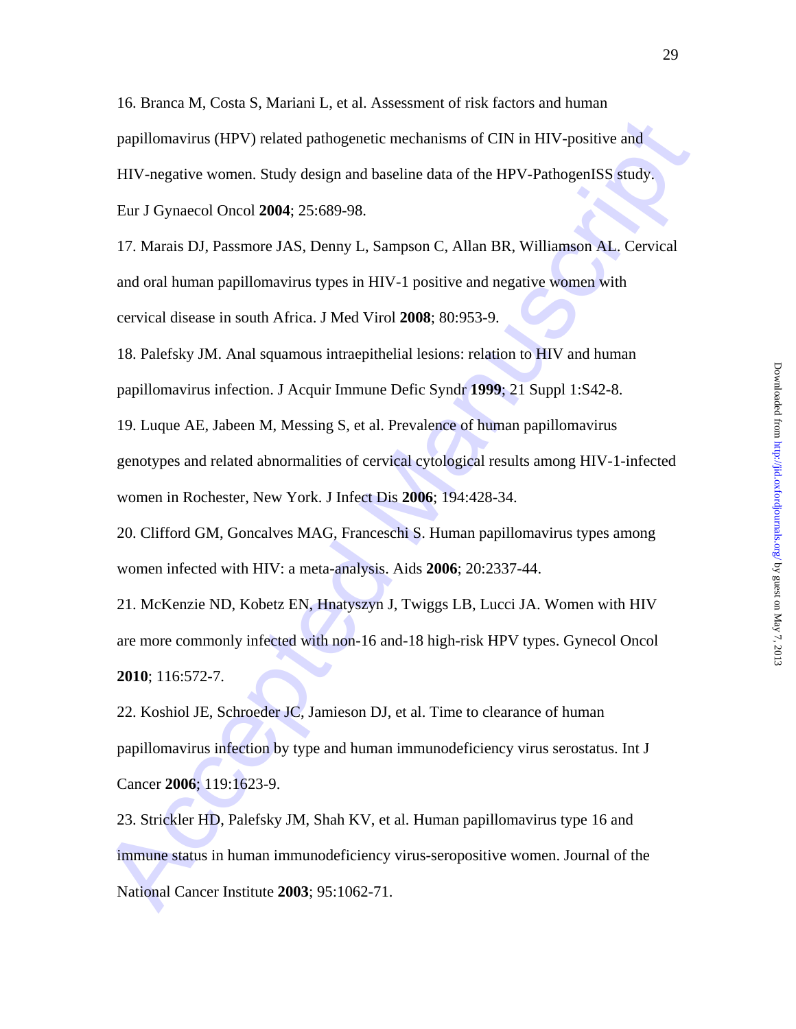16. Branca M, Costa S, Mariani L, et al. Assessment of risk factors and human papillomavirus (HPV) related pathogenetic mechanisms of CIN in HIV-positive and HIV-negative women. Study design and baseline data of the HPV-PathogenISS study. Eur J Gynaecol Oncol **2004**; 25:689-98.

17. Marais DJ, Passmore JAS, Denny L, Sampson C, Allan BR, Williamson AL. Cervical and oral human papillomavirus types in HIV-1 positive and negative women with cervical disease in south Africa. J Med Virol **2008**; 80:953-9.

18. Palefsky JM. Anal squamous intraepithelial lesions: relation to HIV and human papillomavirus infection. J Acquir Immune Defic Syndr **1999**; 21 Suppl 1:S42-8.

19. Luque AE, Jabeen M, Messing S, et al. Prevalence of human papillomavirus genotypes and related abnormalities of cervical cytological results among HIV-1-infected women in Rochester, New York. J Infect Dis **2006**; 194:428-34.

20. Clifford GM, Goncalves MAG, Franceschi S. Human papillomavirus types among women infected with HIV: a meta-analysis. Aids **2006**; 20:2337-44.

21. McKenzie ND, Kobetz EN, Hnatyszyn J, Twiggs LB, Lucci JA. Women with HIV are more commonly infected with non-16 and-18 high-risk HPV types. Gynecol Oncol **2010**; 116:572-7.

22. Koshiol JE, Schroeder JC, Jamieson DJ, et al. Time to clearance of human papillomavirus infection by type and human immunodeficiency virus serostatus. Int J Cancer **2006**; 119:1623-9.

23. Strickler HD, Palefsky JM, Shah KV, et al. Human papillomavirus type 16 and immune status in human immunodeficiency virus-seropositive women. Journal of the National Cancer Institute **2003**; 95:1062-71.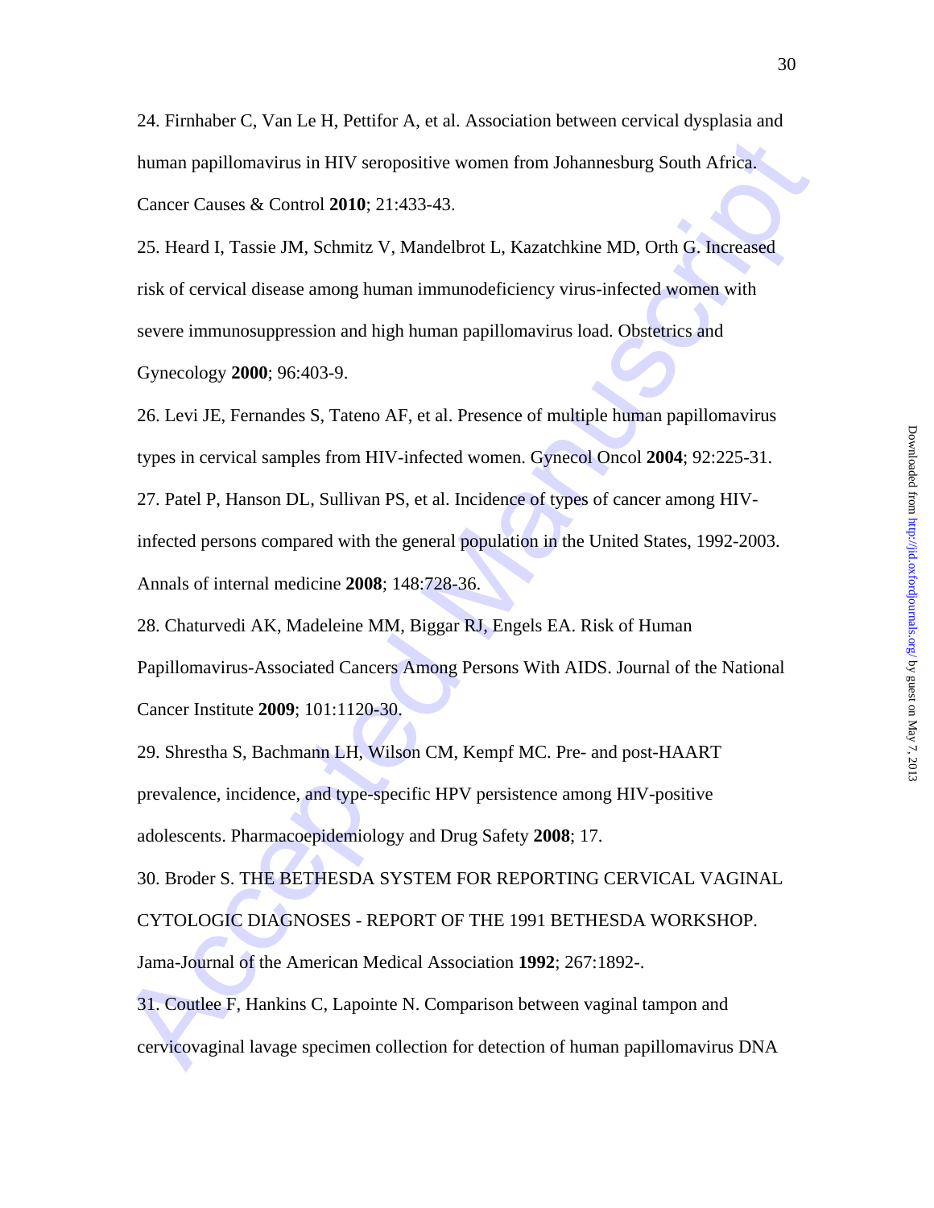24. Firnhaber C, Van Le H, Pettifor A, et al. Association between cervical dysplasia and human papillomavirus in HIV seropositive women from Johannesburg South Africa. Cancer Causes & Control **2010**; 21:433-43.

25. Heard I, Tassie JM, Schmitz V, Mandelbrot L, Kazatchkine MD, Orth G. Increased risk of cervical disease among human immunodeficiency virus-infected women with severe immunosuppression and high human papillomavirus load. Obstetrics and Gynecology **2000**; 96:403-9.

26. Levi JE, Fernandes S, Tateno AF, et al. Presence of multiple human papillomavirus types in cervical samples from HIV-infected women. Gynecol Oncol **2004**; 92:225-31.

27. Patel P, Hanson DL, Sullivan PS, et al. Incidence of types of cancer among HIV-infected persons compared with the general population in the United States, 1992-2003. Annals of internal medicine **2008**; 148:728-36.

28. Chaturvedi AK, Madeleine MM, Biggar RJ, Engels EA. Risk of Human Papillomavirus-Associated Cancers Among Persons With AIDS. Journal of the National Cancer Institute **2009**; 101:1120-30.

29. Shrestha S, Bachmann LH, Wilson CM, Kempf MC. Pre- and post-HAART prevalence, incidence, and type-specific HPV persistence among HIV-positive adolescents. Pharmacoepidemiology and Drug Safety **2008**; 17.

30. Broder S. THE BETHESDA SYSTEM FOR REPORTING CERVICAL VAGINAL CYTOLOGIC DIAGNOSES - REPORT OF THE 1991 BETHESDA WORKSHOP. Jama-Journal of the American Medical Association **1992**; 267:1892-.

31. Coutlee F, Hankins C, Lapointe N. Comparison between vaginal tampon and cervicovaginal lavage specimen collection for detection of human papillomavirus DNA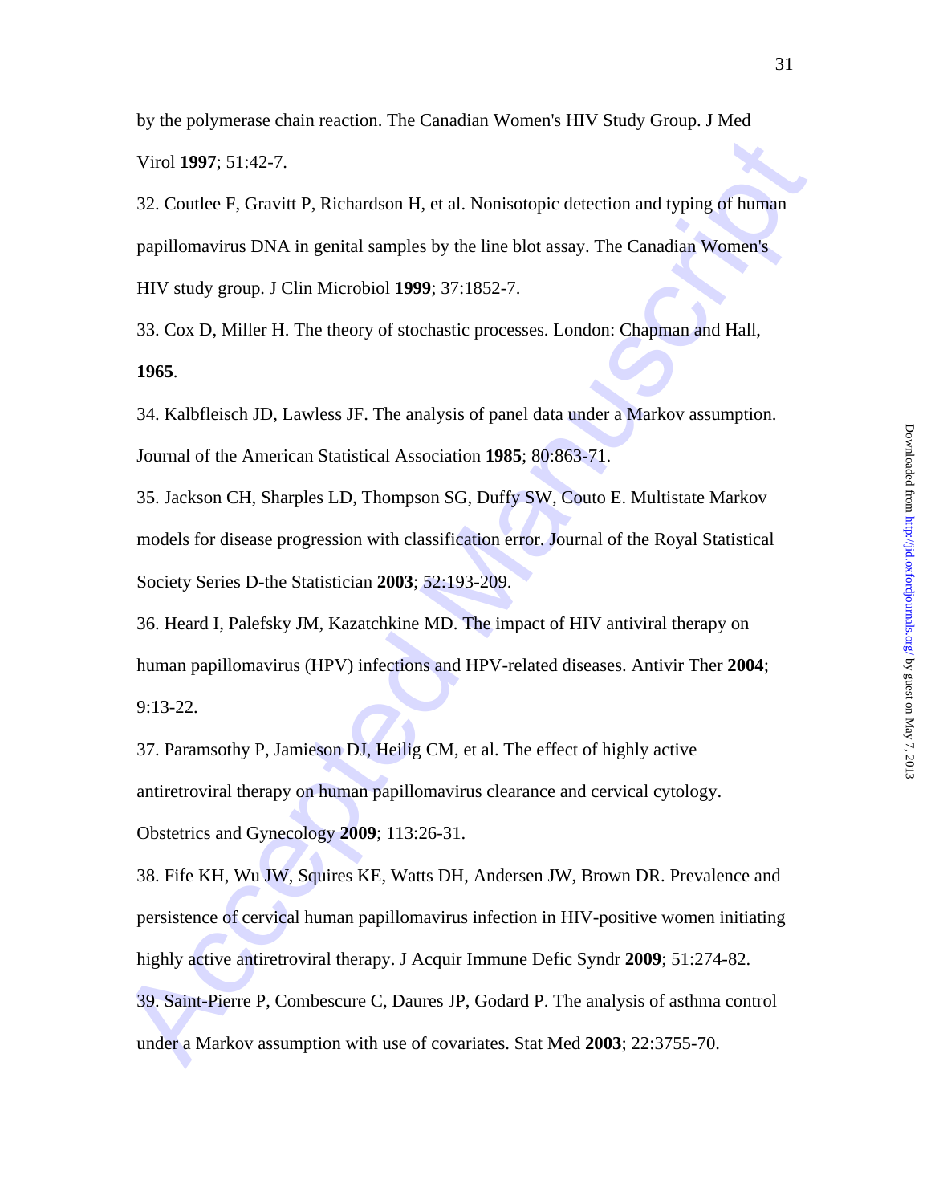by the polymerase chain reaction. The Canadian Women's HIV Study Group. J Med Virol **1997**; 51:42-7.

32. Coutlee F, Gravitt P, Richardson H, et al. Nonisotopic detection and typing of human papillomavirus DNA in genital samples by the line blot assay. The Canadian Women's HIV study group. J Clin Microbiol **1999**; 37:1852-7.

33. Cox D, Miller H. The theory of stochastic processes. London: Chapman and Hall, **1965**.

34. Kalbfleisch JD, Lawless JF. The analysis of panel data under a Markov assumption. Journal of the American Statistical Association **1985**; 80:863-71.

35. Jackson CH, Sharples LD, Thompson SG, Duffy SW, Couto E. Multistate Markov models for disease progression with classification error. Journal of the Royal Statistical Society Series D-the Statistician **2003**; 52:193-209.

36. Heard I, Palefsky JM, Kazatchkine MD. The impact of HIV antiviral therapy on human papillomavirus (HPV) infections and HPV-related diseases. Antivir Ther **2004**; 9:13-22.

37. Paramsothy P, Jamieson DJ, Heilig CM, et al. The effect of highly active antiretroviral therapy on human papillomavirus clearance and cervical cytology. Obstetrics and Gynecology **2009**; 113:26-31.

38. Fife KH, Wu JW, Squires KE, Watts DH, Andersen JW, Brown DR. Prevalence and persistence of cervical human papillomavirus infection in HIV-positive women initiating highly active antiretroviral therapy. J Acquir Immune Defic Syndr **2009**; 51:274-82.

39. Saint-Pierre P, Combescure C, Daures JP, Godard P. The analysis of asthma control under a Markov assumption with use of covariates. Stat Med **2003**; 22:3755-70.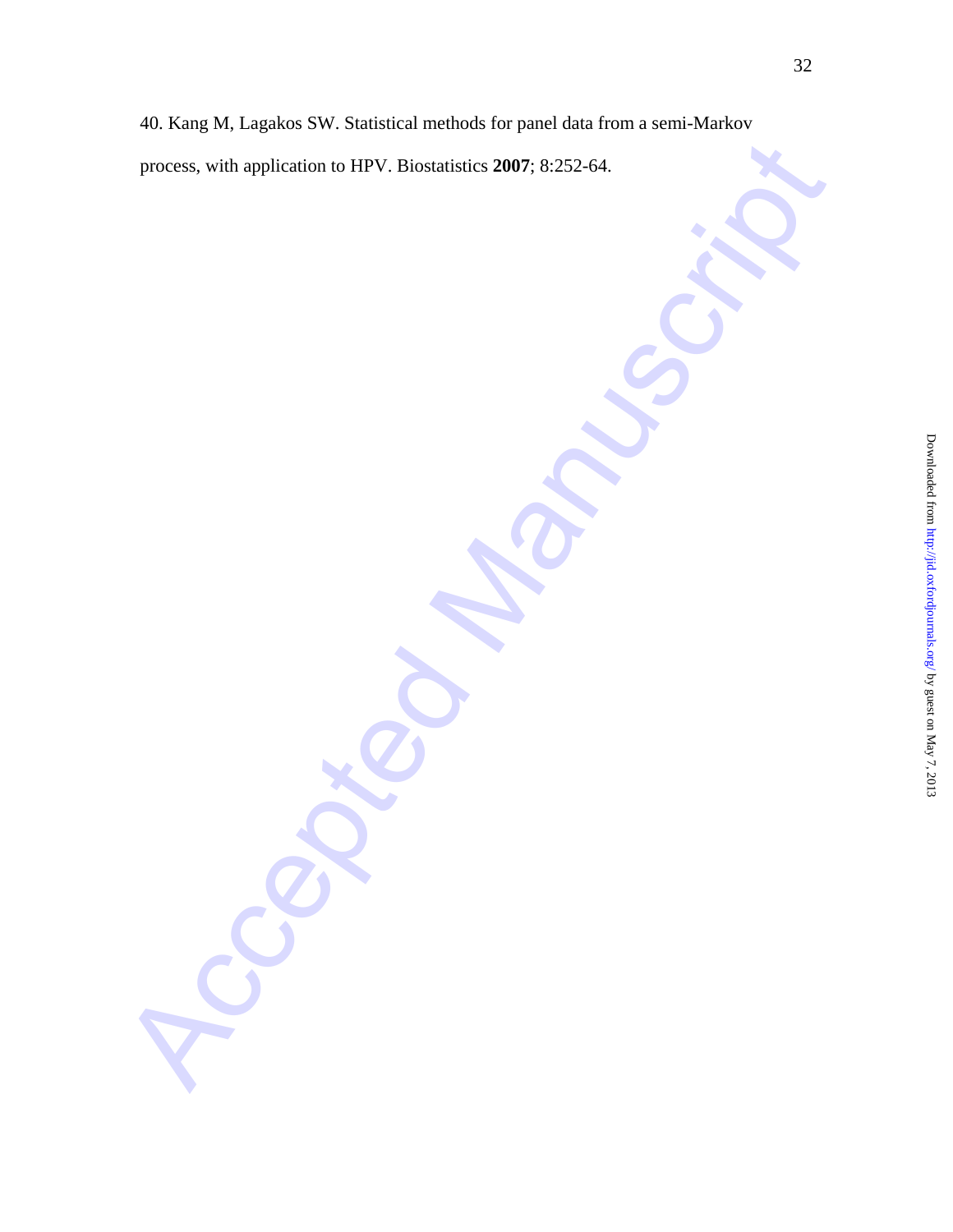40. Kang M, Lagakos SW. Statistical methods for panel data from a semi-Markov process, with application to HPV. Biostatistics **2007**; 8:252-64.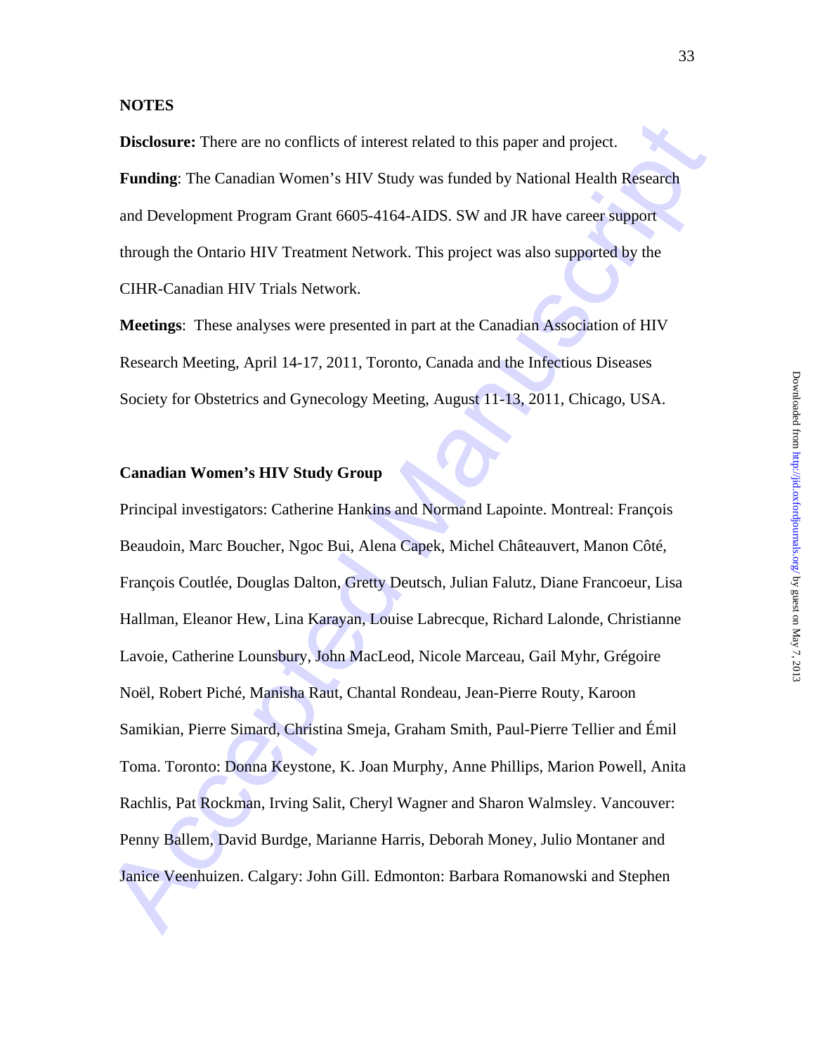**NOTES**

**Disclosure:** There are no conflicts of interest related to this paper and project.

**Funding**: The Canadian Women's HIV Study was funded by National Health Research and Development Program Grant 6605-4164-AIDS. SW and JR have career support through the Ontario HIV Treatment Network. This project was also supported by the CIHR-Canadian HIV Trials Network.

**Meetings**: These analyses were presented in part at the Canadian Association of HIV Research Meeting, April 14-17, 2011, Toronto, Canada and the Infectious Diseases Society for Obstetrics and Gynecology Meeting, August 11-13, 2011, Chicago, USA.

**Canadian Women's HIV Study Group**

Principal investigators: Catherine Hankins and Normand Lapointe. Montreal: François Beaudoin, Marc Boucher, Ngoc Bui, Alena Capek, Michel Châteauvert, Manon Côté, François Coutlée, Douglas Dalton, Gretty Deutsch, Julian Falutz, Diane Francoeur, Lisa Hallman, Eleanor Hew, Lina Karayan, Louise Labrecque, Richard Lalonde, Christianne Lavoie, Catherine Lounsbury, John MacLeod, Nicole Marceau, Gail Myhr, Grégoire Noël, Robert Piché, Manisha Raut, Chantal Rondeau, Jean-Pierre Routy, Karoon Samikian, Pierre Simard, Christina Smeja, Graham Smith, Paul-Pierre Tellier and Émil Toma. Toronto: Donna Keystone, K. Joan Murphy, Anne Phillips, Marion Powell, Anita Rachlis, Pat Rockman, Irving Salit, Cheryl Wagner and Sharon Walmsley. Vancouver: Penny Ballem, David Burdge, Marianne Harris, Deborah Money, Julio Montaner and Janice Veenhuizen. Calgary: John Gill. Edmonton: Barbara Romanowski and Stephen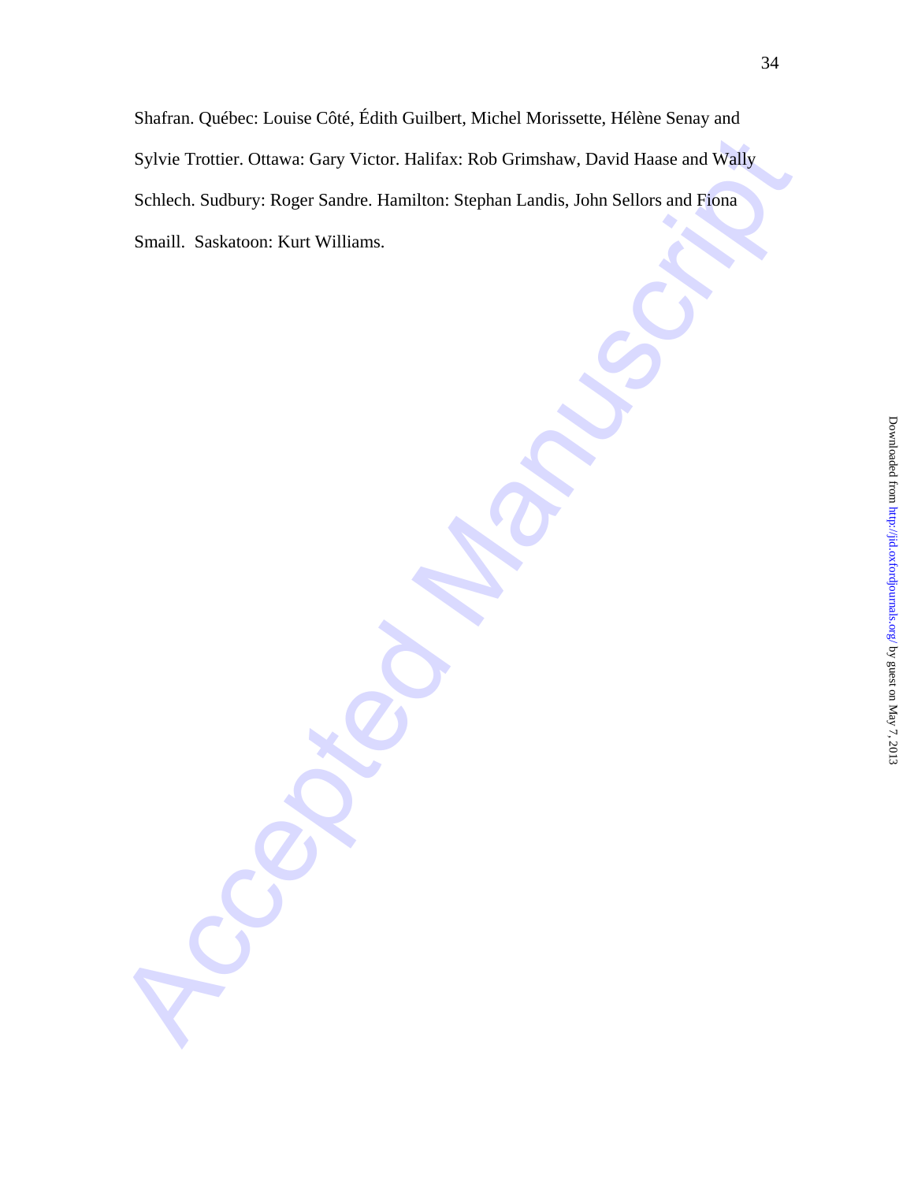Shafran. Québec: Louise Côté, Édith Guilbert, Michel Morissette, Hélène Senay and Sylvie Trottier. Ottawa: Gary Victor. Halifax: Rob Grimshaw, David Haase and Wally Schlech. Sudbury: Roger Sandre. Hamilton: Stephan Landis, John Sellors and Fiona Smaill. Saskatoon: Kurt Williams.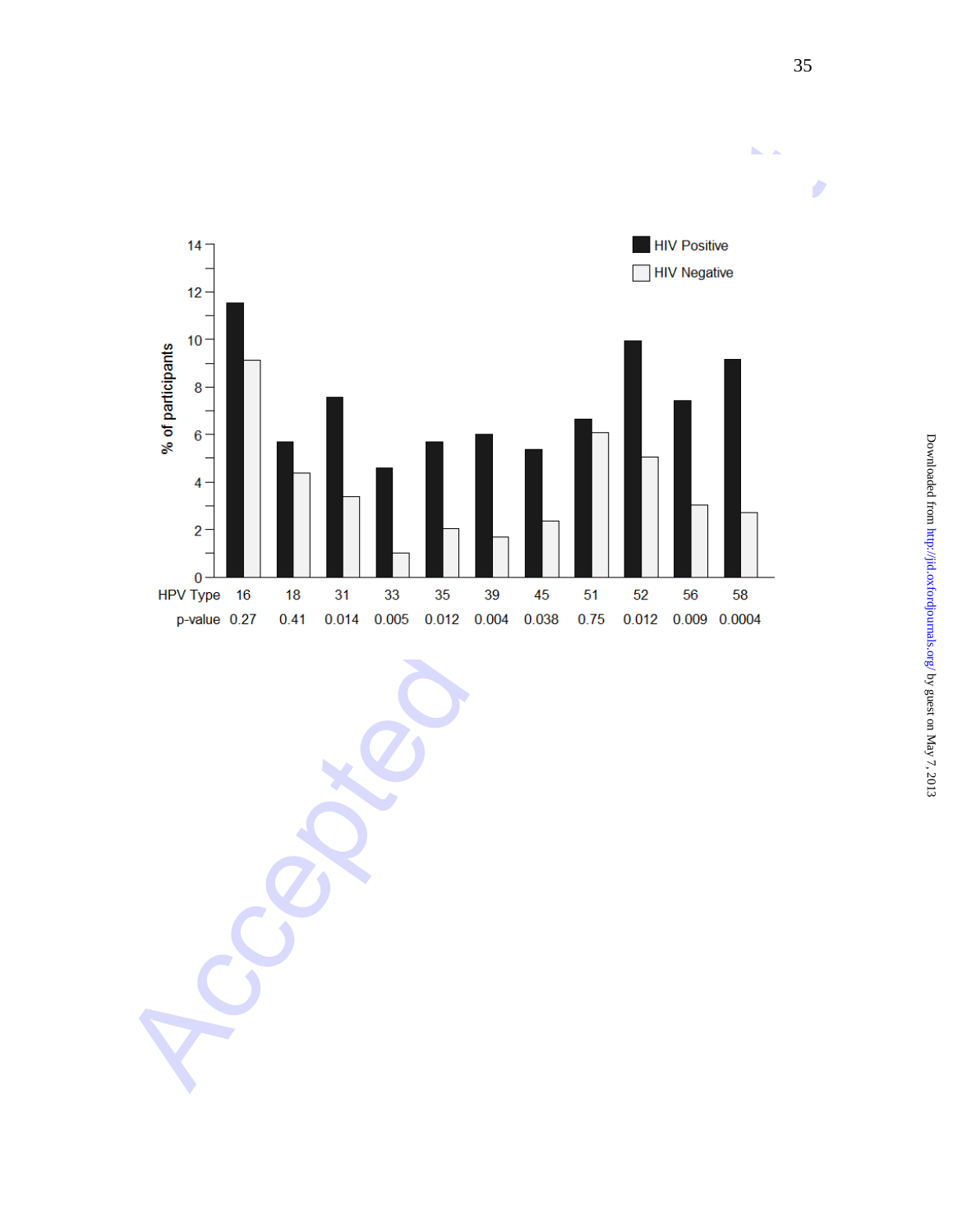HIV Positive

HIV Negative

% of participants

14

12

10

8

6

4

2

0

HPV Type 16 18 31 33 35 39 45 51 52 56 58

p-value 0.27 0.41 0.014 0.005 0.012 0.004 0.038 0.75 0.012 0.009 0.0004